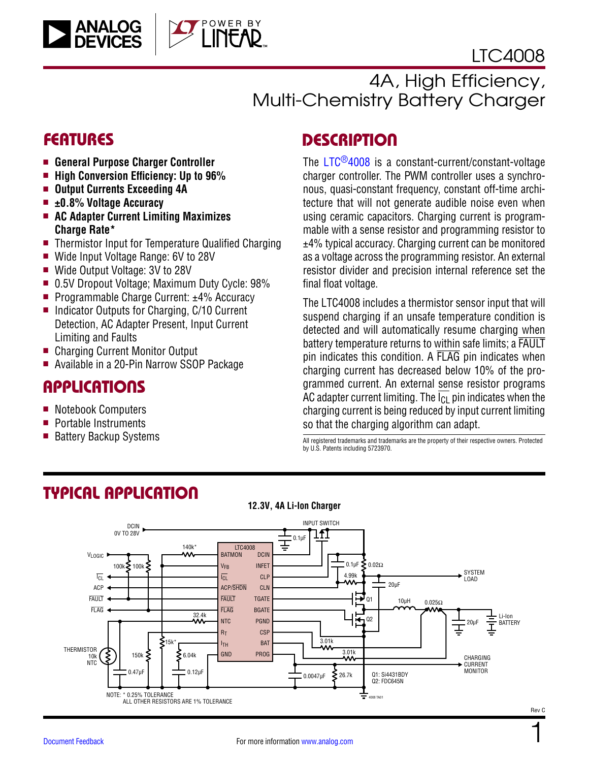# LTC4008

## 4A, High Efficiency, Multi-Chemistry Battery Charger

## FEATURES

- **General Purpose Charger Controller**
- **High Conversion Efficiency: Up to 96%**
- **Output Currents Exceeding 4A**
- **±0.8% Voltage Accuracy**
- **AC Adapter Current Limiting Maximizes Charge Rate***
- Thermistor Input for Temperature Qualified Charging
- Wide Input Voltage Range: 6V to 28V
- Wide Output Voltage: 3V to 28V
- 0.5V Dropout Voltage; Maximum Duty Cycle: 98%
- Programmable Charge Current: ±4% Accuracy
- Indicator Outputs for Charging, C/10 Current Detection, AC Adapter Present, Input Current Limiting and Faults
- Charging Current Monitor Output
- Available in a 20-Pin Narrow SSOP Package

## APPLICATIONS

- Notebook Computers
- Portable Instruments
- Battery Backup Systems

## DESCRIPTION

The LTC®4008 is a constant-current/constant-voltage charger controller. The PWM controller uses a synchronous, quasi-constant frequency, constant off-time architecture that will not generate audible noise even when using ceramic capacitors. Charging current is programmable with a sense resistor and programming resistor to ±4% typical accuracy. Charging current can be monitored as a voltage across the programming resistor. An external resistor divider and precision internal reference set the final float voltage.

The LTC4008 includes a thermistor sensor input that will suspend charging if an unsafe temperature condition is detected and will automatically resume charging when battery temperature returns to within safe limits; a $\overline{FAULT}$ pin indicates this condition. A $\overline{FLAG}$ pin indicates when charging current has decreased below 10% of the programmed current. An external sense resistor programs AC adapter current limiting. The $\overline{I_{CL}}$ pin indicates when the charging current is being reduced by input current limiting so that the charging algorithm can adapt.

All registered trademarks and trademarks are the property of their respective owners. Protected by U.S. Patents including 5723970.

## TYPICAL APPLICATION

**12.3V, 4A Li-Ion Charger**

NOTE: * 0.25% TOLERANCE
ALL OTHER RESISTORS ARE 1% TOLERANCE

Q1: Si4431BDY
Q2: FDC645N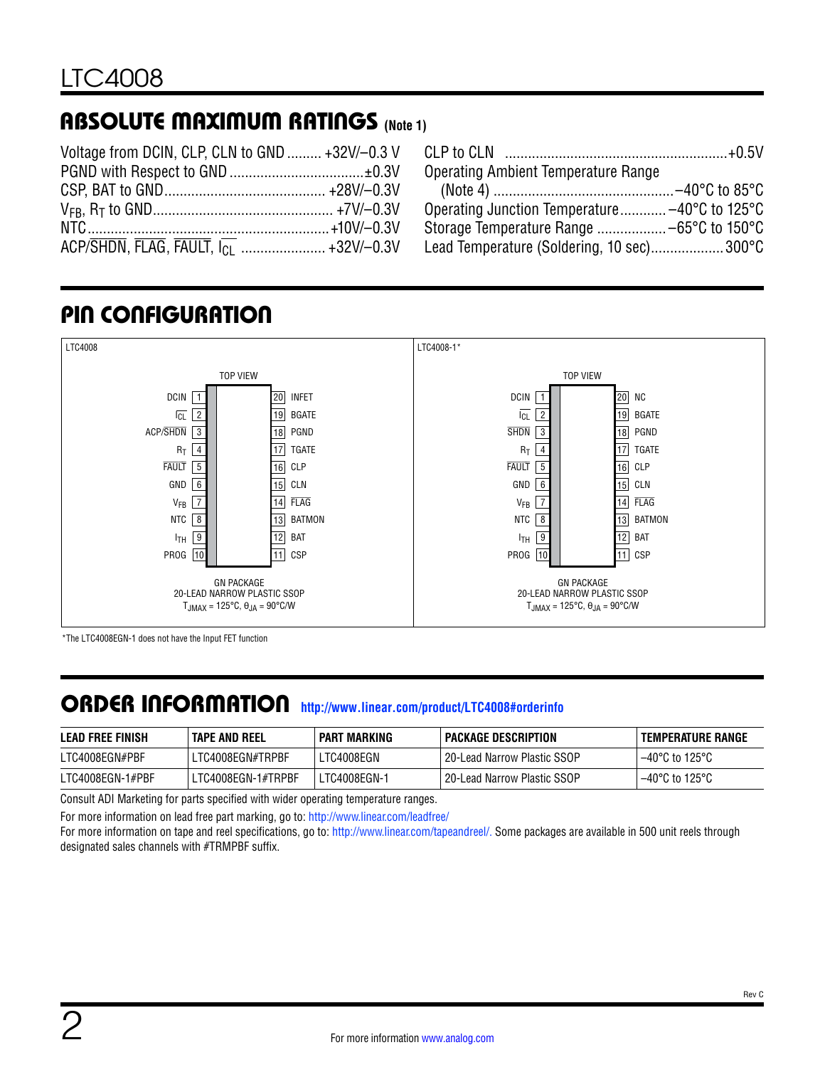## ABSOLUTE MAXIMUM RATINGS (Note 1)

Voltage from DCIN, CLP, CLN to GND ......... +32V/–0.3 V
PGND with Respect to GND .................................. ±0.3V
CSP, BAT to GND......................................... +28V/–0.3V
$V_{FB}$, $R_T$ to GND.............................................. +7V/–0.3V
NTC............................................................. +10V/–0.3V
ACP/SHDN, FLAG, FAULT, $I_{CL}$ ..................... +32V/–0.3V
CLP to CLN ......................................................... +0.5V
Operating Ambient Temperature Range
(Note 4) ............................................. –40°C to 85°C
Operating Junction Temperature............ –40°C to 125°C
Storage Temperature Range .................. –65°C to 150°C
Lead Temperature (Soldering, 10 sec).................. 300°C

## PIN CONFIGURATION

**LTC4008**

TOP VIEW

| Pin | Name | Pin | Name |
|---|---|---|---|
| 1 | DCIN | 20 | INFET |
| 2 | $\overline{I_{CL}}$ | 19 | BGATE |
| 3 | ACP/$\overline{SHDN}$ | 18 | PGND |
| 4 | $R_T$ | 17 | TGATE |
| 5 | $\overline{FAULT}$ | 16 | CLP |
| 6 | GND | 15 | CLN |
| 7 | $V_{FB}$ | 14 | $\overline{FLAG}$ |
| 8 | NTC | 13 | BATMON |
| 9 | $I_{TH}$ | 12 | BAT |
| 10 | PROG | 11 | CSP |

GN PACKAGE
20-LEAD NARROW PLASTIC SSOP
$T_{JMAX}$ = 125°C, $\theta_{JA}$ = 90°C/W

**LTC4008-1***

TOP VIEW

| Pin | Name | Pin | Name |
|---|---|---|---|
| 1 | DCIN | 20 | NC |
| 2 | $\overline{I_{CL}}$ | 19 | BGATE |
| 3 | $\overline{SHDN}$ | 18 | PGND |
| 4 | $R_T$ | 17 | TGATE |
| 5 | $\overline{FAULT}$ | 16 | CLP |
| 6 | GND | 15 | CLN |
| 7 | $V_{FB}$ | 14 | $\overline{FLAG}$ |
| 8 | NTC | 13 | BATMON |
| 9 | $I_{TH}$ | 12 | BAT |
| 10 | PROG | 11 | CSP |

GN PACKAGE
20-LEAD NARROW PLASTIC SSOP
$T_{JMAX}$ = 125°C, $\theta_{JA}$ = 90°C/W

*The LTC4008EGN-1 does not have the Input FET function

## ORDER INFORMATION http://www.linear.com/product/LTC4008#orderinfo

| LEAD FREE FINISH | TAPE AND REEL | PART MARKING | PACKAGE DESCRIPTION | TEMPERATURE RANGE |
|---|---|---|---|---|
| LTC4008EGN#PBF | LTC4008EGN#TRPBF | LTC4008EGN | 20-Lead Narrow Plastic SSOP | –40°C to 125°C |
| LTC4008EGN-1#PBF | LTC4008EGN-1#TRPBF | LTC4008EGN-1 | 20-Lead Narrow Plastic SSOP | –40°C to 125°C |

Consult ADI Marketing for parts specified with wider operating temperature ranges.

For more information on lead free part marking, go to: http://www.linear.com/leadfree/

For more information on tape and reel specifications, go to: http://www.linear.com/tapeandreel/. Some packages are available in 500 unit reels through designated sales channels with #TRMPBF suffix.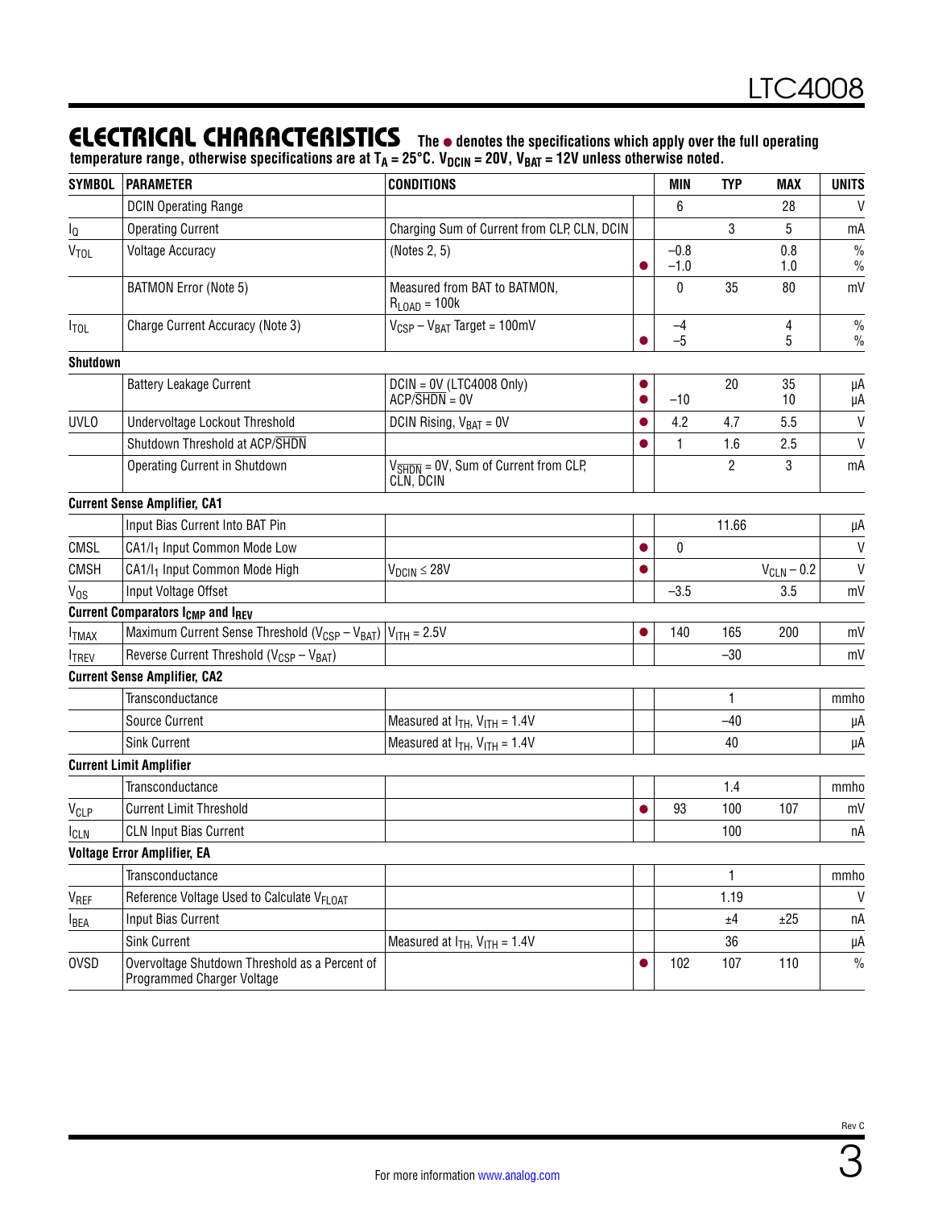## ELECTRICAL CHARACTERISTICS

**The ● denotes the specifications which apply over the full operating temperature range, otherwise specifications are at $T_A$ = 25°C. $V_{DCIN}$ = 20V, $V_{BAT}$ = 12V unless noted otherwise noted.**

| SYMBOL | PARAMETER | CONDITIONS | | MIN | TYP | MAX | UNITS |
|---|---|---|---|---|---|---|---|
| | DCIN Operating Range | | | 6 | | 28 | V |
| $I_Q$ | Operating Current | Charging Sum of Current from CLP, CLN, DCIN | | | 3 | 5 | mA |
| $V_{TOL}$ | Voltage Accuracy | (Notes 2, 5) | <br>● | –0.8<br>–1.0 | | 0.8<br>1.0 | %<br>% |
| | BATMON Error (Note 5) | Measured from BAT to BATMON, $R_{LOAD}$ = 100k | | 0 | 35 | 80 | mV |
| $I_{TOL}$ | Charge Current Accuracy (Note 3) | $V_{CSP} – V_{BAT}$ Target = 100mV | <br>● | –4<br>–5 | | 4<br>5 | %<br>% |
| **Shutdown** | | | | | | | |
| | Battery Leakage Current | DCIN = 0V (LTC4008 Only)<br>$ACP/\overline{SHDN}$ = 0V | ●<br>● | <br>–10 | 20 | 35<br>10 | µA<br>µA |
| UVLO | Undervoltage Lockout Threshold | DCIN Rising, $V_{BAT}$ = 0V | ● | 4.2 | 4.7 | 5.5 | V |
| | Shutdown Threshold at $ACP/\overline{SHDN}$ | | ● | 1 | 1.6 | 2.5 | V |
| | Operating Current in Shutdown | $V_{\overline{SHDN}}$ = 0V, Sum of Current from CLP, CLN, DCIN | | | 2 | 3 | mA |
| **Current Sense Amplifier, CA1** | | | | | | | |
| | Input Bias Current Into BAT Pin | | | | 11.66 | | µA |
| CMSL | CA1/$I_1$ Input Common Mode Low | | ● | 0 | | | V |
| CMSH | CA1/$I_1$ Input Common Mode High | $V_{DCIN}$ ≤ 28V | ● | | | $V_{CLN}$ – 0.2 | V |
| $V_{OS}$ | Input Voltage Offset | | | –3.5 | | 3.5 | mV |
| **Current Comparators $I_{CMP}$ and $I_{REV}$** | | | | | | | |
| $I_{TMAX}$ | Maximum Current Sense Threshold ($V_{CSP} – V_{BAT}$) | $V_{ITH}$ = 2.5V | ● | 140 | 165 | 200 | mV |
| $I_{TREV}$ | Reverse Current Threshold ($V_{CSP} – V_{BAT}$) | | | | –30 | | mV |
| **Current Sense Amplifier, CA2** | | | | | | | |
| | Transconductance | | | | 1 | | mmho |
| | Source Current | Measured at $I_{TH}$, $V_{ITH}$ = 1.4V | | | –40 | | µA |
| | Sink Current | Measured at $I_{TH}$, $V_{ITH}$ = 1.4V | | | 40 | | µA |
| **Current Limit Amplifier** | | | | | | | |
| | Transconductance | | | | 1.4 | | mmho |
| $V_{CLP}$ | Current Limit Threshold | | ● | 93 | 100 | 107 | mV |
| $I_{CLN}$ | CLN Input Bias Current | | | | 100 | | nA |
| **Voltage Error Amplifier, EA** | | | | | | | |
| | Transconductance | | | | 1 | | mmho |
| $V_{REF}$ | Reference Voltage Used to Calculate $V_{FLOAT}$ | | | | 1.19 | | V |
| $I_{BEA}$ | Input Bias Current | | | | ±4 | ±25 | nA |
| | Sink Current | Measured at $I_{TH}$, $V_{ITH}$ = 1.4V | | | 36 | | µA |
| OVSD | Overvoltage Shutdown Threshold as a Percent of Programmed Charger Voltage | | ● | 102 | 107 | 110 | % |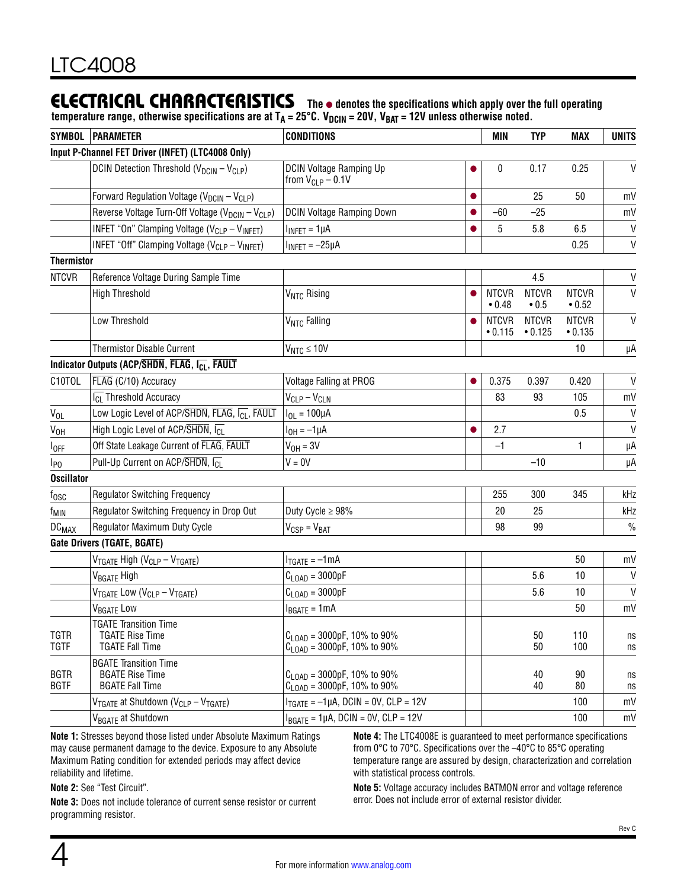## ELECTRICAL CHARACTERISTICS

**The ● denotes the specifications which apply over the full operating temperature range, otherwise specifications are at $T_A = 25°C$. $V_{DCIN} = 20V$, $V_{BAT} = 12V$ unless otherwise noted.**

| SYMBOL | PARAMETER | CONDITIONS | | MIN | TYP | MAX | UNITS |
|---|---|---|---|---|---|---|---|
| **Input P-Channel FET Driver (INFET) (LTC4008 Only)** | | | | | | | |
| | DCIN Detection Threshold ($V_{DCIN} – V_{CLP}$) | DCIN Voltage Ramping Up from $V_{CLP}$ – 0.1V | ● | 0 | 0.17 | 0.25 | V |
| | Forward Regulation Voltage ($V_{DCIN} – V_{CLP}$) | | ● | | 25 | 50 | mV |
| | Reverse Voltage Turn-Off Voltage ($V_{DCIN} – V_{CLP}$) | DCIN Voltage Ramping Down | ● | –60 | –25 | | mV |
| | INFET "On" Clamping Voltage ($V_{CLP} – V_{INFET}$) | $I_{INFET}$ = 1µA | ● | 5 | 5.8 | 6.5 | V |
| | INFET "Off" Clamping Voltage ($V_{CLP} – V_{INFET}$) | $I_{INFET}$ = –25µA | | | | 0.25 | V |
| **Thermistor** | | | | | | | |
| NTCVR | Reference Voltage During Sample Time | | | | 4.5 | | V |
| | High Threshold | $V_{NTC}$ Rising | ● | NTCVR • 0.48 | NTCVR • 0.5 | NTCVR • 0.52 | V |
| | Low Threshold | $V_{NTC}$ Falling | ● | NTCVR • 0.115 | NTCVR • 0.125 | NTCVR • 0.135 | V |
| | Thermistor Disable Current | $V_{NTC}$ ≤ 10V | | | | 10 | µA |
| **Indicator Outputs (ACP/$\overline{SHDN}$, $\overline{FLAG}$, $\overline{I_{CL}}$, $\overline{FAULT}$** | | | | | | | |
| C10TOL | $\overline{FLAG}$ (C/10) Accuracy | Voltage Falling at PROG | ● | 0.375 | 0.397 | 0.420 | V |
| | $\overline{I_{CL}}$ Threshold Accuracy | $V_{CLP} – V_{CLN}$ | | 83 | 93 | 105 | mV |
| $V_{OL}$ | Low Logic Level of ACP/$\overline{SHDN}$, $\overline{FLAG}$, $\overline{I_{CL}}$, $\overline{FAULT}$ | $I_{OL}$ = 100µA | | | | 0.5 | V |
| $V_{OH}$ | High Logic Level of ACP/$\overline{SHDN}$, $\overline{I_{CL}}$ | $I_{OH}$ = –1µA | ● | 2.7 | | | V |
| $I_{OFF}$ | Off State Leakage Current of $\overline{FLAG}$, $\overline{FAULT}$ | $V_{OH}$ = 3V | | –1 | | 1 | µA |
| $I_{PO}$ | Pull-Up Current on ACP/$\overline{SHDN}$, $\overline{I_{CL}}$ | V = 0V | | | –10 | | µA |
| **Oscillator** | | | | | | | |
| $f_{OSC}$ | Regulator Switching Frequency | | | 255 | 300 | 345 | kHz |
| $f_{MIN}$ | Regulator Switching Frequency in Drop Out | Duty Cycle ≥ 98% | | 20 | 25 | | kHz |
| $DC_{MAX}$ | Regulator Maximum Duty Cycle | $V_{CSP} = V_{BAT}$ | | 98 | 99 | | % |
| **Gate Drivers (TGATE, BGATE)** | | | | | | | |
| | $V_{TGATE}$ High ($V_{CLP} – V_{TGATE}$) | $I_{TGATE}$ = –1mA | | | | 50 | mV |
| | $V_{BGATE}$ High | $C_{LOAD}$ = 3000pF | | | 5.6 | 10 | V |
| | $V_{TGATE}$ Low ($V_{CLP} – V_{TGATE}$) | $C_{LOAD}$ = 3000pF | | | 5.6 | 10 | V |
| | $V_{BGATE}$ Low | $I_{BGATE}$ = 1mA | | | | 50 | mV |
| | TGATE Transition Time | | | | | | |
| TGTR | TGATE Rise Time | $C_{LOAD}$ = 3000pF, 10% to 90% | | | 50 | 110 | ns |
| TGTF | TGATE Fall Time | $C_{LOAD}$ = 3000pF, 10% to 90% | | | 50 | 100 | ns |
| | BGATE Transition Time | | | | | | |
| BGTR | BGATE Rise Time | $C_{LOAD}$ = 3000pF, 10% to 90% | | | 40 | 90 | ns |
| BGTF | BGATE Fall Time | $C_{LOAD}$ = 3000pF, 10% to 90% | | | 40 | 80 | ns |
| | $V_{TGATE}$ at Shutdown ($V_{CLP} – V_{TGATE}$) | $I_{TGATE}$ = –1µA, DCIN = 0V, CLP = 12V | | | | 100 | mV |
| | $V_{BGATE}$ at Shutdown | $I_{BGATE}$ = 1µA, DCIN = 0V, CLP = 12V | | | | 100 | mV |

**Note 1:** Stresses beyond those listed under Absolute Maximum Ratings may cause permanent damage to the device. Exposure to any Absolute Maximum Rating condition for extended periods may affect device reliability and lifetime.

**Note 2:** See "Test Circuit".

**Note 3:** Does not include tolerance of current sense resistor or current programming resistor.

**Note 4:** The LTC4008E is guaranteed to meet performance specifications from 0°C to 70°C. Specifications over the –40°C to 85°C operating temperature range are assured by design, characterization and correlation with statistical process controls.

**Note 5:** Voltage accuracy includes BATMON error and voltage reference error. Does not include error of external resistor divider.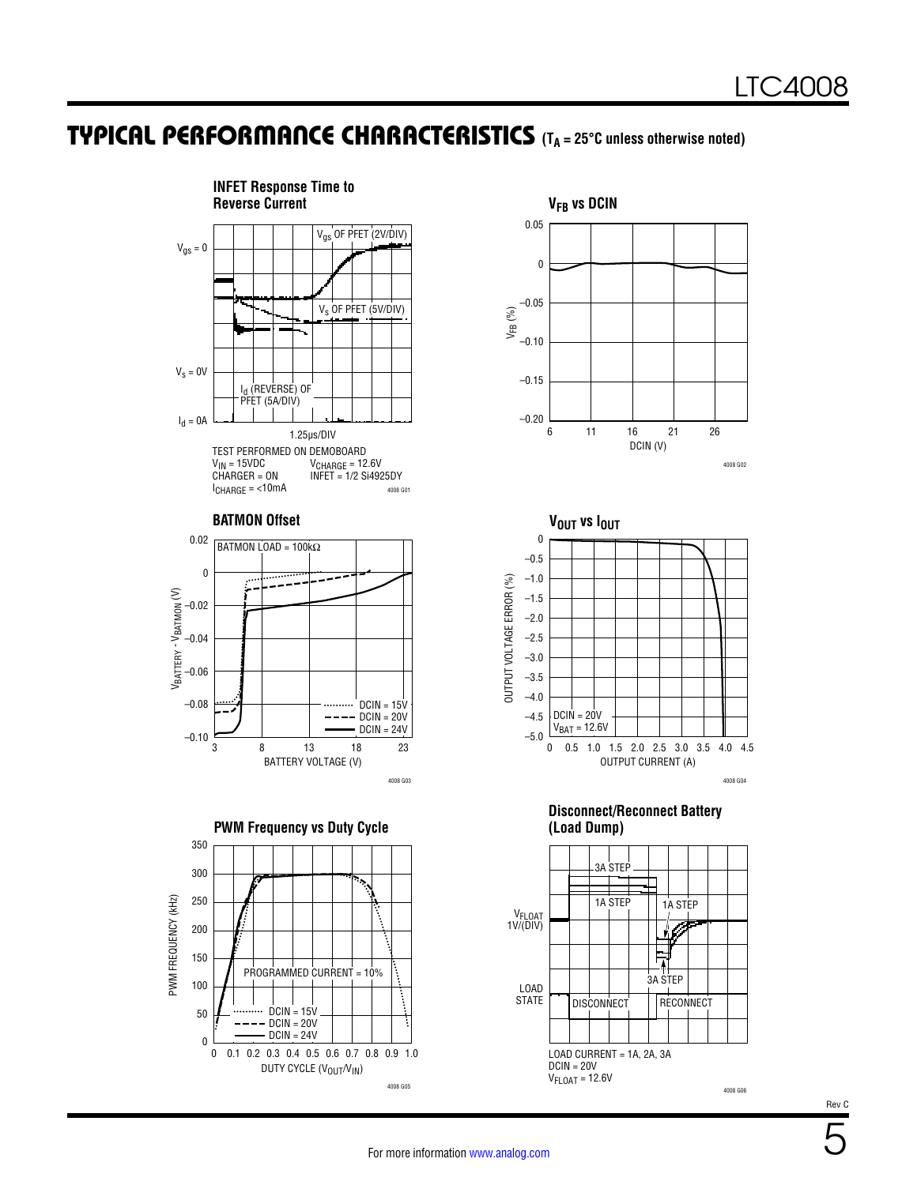## TYPICAL PERFORMANCE CHARACTERISTICS ($T_A$ = 25°C unless otherwise noted)

**INFET Response Time to Reverse Current**

$V_{gs}$ = 0

$V_{gs}$ OF PFET (2V/DIV)

$V_s$ OF PFET (5V/DIV)

$V_s$ = 0V

$I_d$ (REVERSE) OF PFET (5A/DIV)

$I_d$ = 0A

1.25µs/DIV

TEST PERFORMED ON DEMOBOARD
$V_{IN}$ = 15VDC
CHARGER = ON
$I_{CHARGE}$ = <10mA
$V_{CHARGE}$ = 12.6V
INFET = 1/2 Si4925DY

4008 G01

**$V_{FB}$ vs DCIN**

$V_{FB}$ (%): 0.05, 0, –0.05, –0.10, –0.15, –0.20

DCIN (V): 6, 11, 16, 21, 26

4008 G02

**BATMON Offset**

BATMON LOAD = 100kΩ

$V_{BATTERY}$ - $V_{BATMON}$ (V): 0.02, 0, –0.02, –0.04, –0.06, –0.08, –0.10

BATTERY VOLTAGE (V): 3, 8, 13, 18, 23

DCIN = 15V
DCIN = 20V
DCIN = 24V

4008 G03

**$V_{OUT}$ vs $I_{OUT}$**

OUTPUT VOLTAGE ERROR (%): 0, –0.5, –1.0, –1.5, –2.0, –2.5, –3.0, –3.5, –4.0, –4.5, –5.0

OUTPUT CURRENT (A): 0, 0.5, 1.0, 1.5, 2.0, 2.5, 3.0, 3.5, 4.0, 4.5

DCIN = 20V
$V_{BAT}$ = 12.6V

4008 G04

**PWM Frequency vs Duty Cycle**

PWM FREQUENCY (kHz): 0, 50, 100, 150, 200, 250, 300, 350

DUTY CYCLE ($V_{OUT}/V_{IN}$): 0, 0.1, 0.2, 0.3, 0.4, 0.5, 0.6, 0.7, 0.8, 0.9, 1.0

PROGRAMMED CURRENT = 10%

DCIN = 15V
DCIN = 20V
DCIN = 24V

4008 G05

**Disconnect/Reconnect Battery (Load Dump)**

$V_{FLOAT}$ 1V/(DIV)

3A STEP

1A STEP

1A STEP

3A STEP

LOAD STATE

DISCONNECT

RECONNECT

LOAD CURRENT = 1A, 2A, 3A
DCIN = 20V
$V_{FLOAT}$ = 12.6V

4008 G06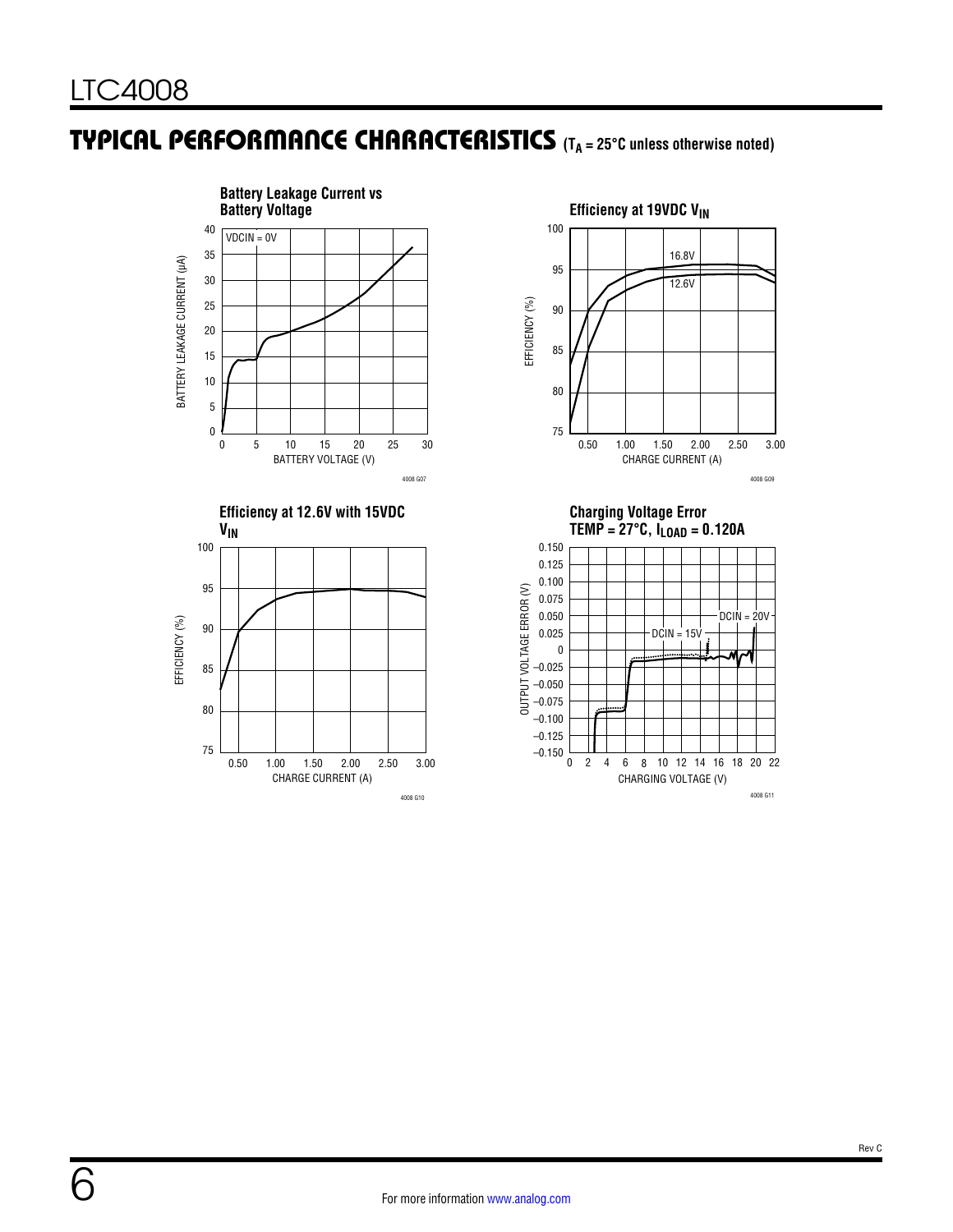## TYPICAL PERFORMANCE CHARACTERISTICS ($T_A$ = 25°C unless otherwise noted)

**Battery Leakage Current vs Battery Voltage**

VDCIN = 0V

BATTERY LEAKAGE CURRENT (µA) vs BATTERY VOLTAGE (V)

4008 G07

**Efficiency at 19VDC $V_{IN}$**

16.8V

12.6V

EFFICIENCY (%) vs CHARGE CURRENT (A)

4008 G09

**Efficiency at 12.6V with 15VDC $V_{IN}$**

EFFICIENCY (%) vs CHARGE CURRENT (A)

4008 G10

**Charging Voltage Error TEMP = 27°C, $I_{LOAD}$ = 0.120A**

DCIN = 20V

DCIN = 15V

OUTPUT VOLTAGE ERROR (V) vs CHARGING VOLTAGE (V)

4008 G11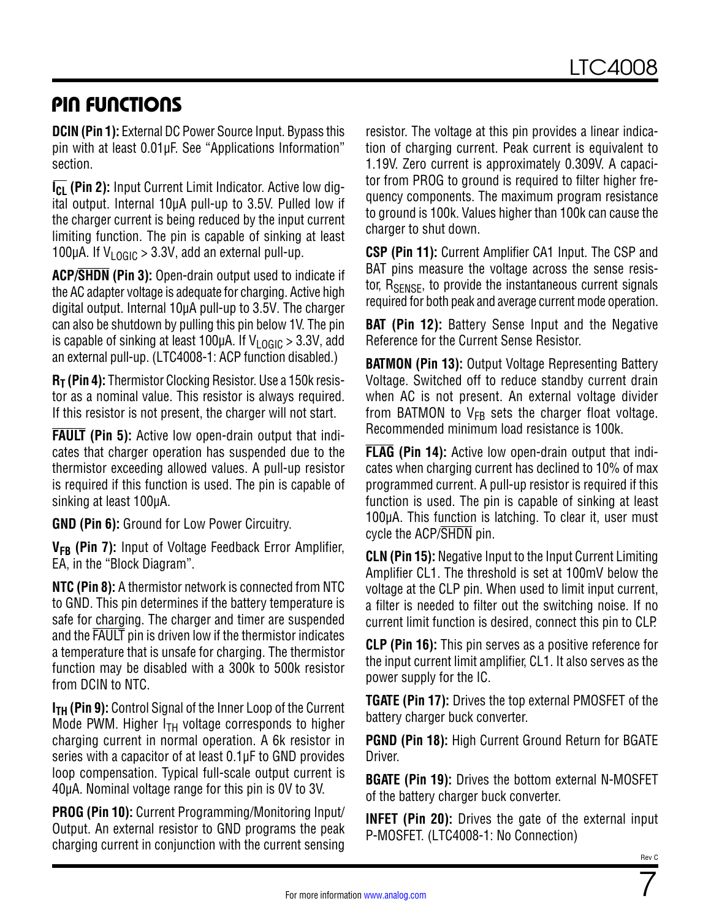## PIN FUNCTIONS

**DCIN (Pin 1):** External DC Power Source Input. Bypass this pin with at least 0.01µF. See "Applications Information" section.

**$\overline{I_{CL}}$ (Pin 2):** Input Current Limit Indicator. Active low digital output. Internal 10µA pull-up to 3.5V. Pulled low if the charger current is being reduced by the input current limiting function. The pin is capable of sinking at least 100µA. If $V_{LOGIC}$ > 3.3V, add an external pull-up.

**ACP/$\overline{\text{SHDN}}$ (Pin 3):** Open-drain output used to indicate if the AC adapter voltage is adequate for charging. Active high digital output. Internal 10µA pull-up to 3.5V. The charger can also be shutdown by pulling this pin below 1V. The pin is capable of sinking at least 100µA. If $V_{LOGIC}$ > 3.3V, add an external pull-up. (LTC4008-1: ACP function disabled.)

**$R_T$ (Pin 4):** Thermistor Clocking Resistor. Use a 150k resistor as a nominal value. This resistor is always required. If this resistor is not present, the charger will not start.

**$\overline{\text{FAULT}}$ (Pin 5):** Active low open-drain output that indicates that charger operation has suspended due to the thermistor exceeding allowed values. A pull-up resistor is required if this function is used. The pin is capable of sinking at least 100µA.

**GND (Pin 6):** Ground for Low Power Circuitry.

**$V_{FB}$ (Pin 7):** Input of Voltage Feedback Error Amplifier, EA, in the "Block Diagram".

**NTC (Pin 8):** A thermistor network is connected from NTC to GND. This pin determines if the battery temperature is safe for charging. The charger and timer are suspended and the $\overline{\text{FAULT}}$ pin is driven low if the thermistor indicates a temperature that is unsafe for charging. The thermistor function may be disabled with a 300k to 500k resistor from DCIN to NTC.

**$I_{TH}$ (Pin 9):** Control Signal of the Inner Loop of the Current Mode PWM. Higher $I_{TH}$ voltage corresponds to higher charging current in normal operation. A 6k resistor in series with a capacitor of at least 0.1µF to GND provides loop compensation. Typical full-scale output current is 40µA. Nominal voltage range for this pin is 0V to 3V.

**PROG (Pin 10):** Current Programming/Monitoring Input/Output. An external resistor to GND programs the peak charging current in conjunction with the current sensing resistor. The voltage at this pin provides a linear indication of charging current. Peak current is equivalent to 1.19V. Zero current is approximately 0.309V. A capacitor from PROG to ground is required to filter higher frequency components. The maximum program resistance to ground is 100k. Values higher than 100k can cause the charger to shut down.

**CSP (Pin 11):** Current Amplifier CA1 Input. The CSP and BAT pins measure the voltage across the sense resistor, $R_{SENSE}$, to provide the instantaneous current signals required for both peak and average current mode operation.

**BAT (Pin 12):** Battery Sense Input and the Negative Reference for the Current Sense Resistor.

**BATMON (Pin 13):** Output Voltage Representing Battery Voltage. Switched off to reduce standby current drain when AC is not present. An external voltage divider from BATMON to $V_{FB}$ sets the charger float voltage. Recommended minimum load resistance is 100k.

**$\overline{\text{FLAG}}$ (Pin 14):** Active low open-drain output that indicates when charging current has declined to 10% of max programmed current. A pull-up resistor is required if this function is used. The pin is capable of sinking at least 100µA. This function is latching. To clear it, user must cycle the ACP/$\overline{\text{SHDN}}$ pin.

**CLN (Pin 15):** Negative Input to the Input Current Limiting Amplifier CL1. The threshold is set at 100mV below the voltage at the CLP pin. When used to limit input current, a filter is needed to filter out the switching noise. If no current limit function is desired, connect this pin to CLP.

**CLP (Pin 16):** This pin serves as a positive reference for the input current limit amplifier, CL1. It also serves as the power supply for the IC.

**TGATE (Pin 17):** Drives the top external PMOSFET of the battery charger buck converter.

**PGND (Pin 18):** High Current Ground Return for BGATE Driver.

**BGATE (Pin 19):** Drives the bottom external N-MOSFET of the battery charger buck converter.

**INFET (Pin 20):** Drives the gate of the external input P-MOSFET. (LTC4008-1: No Connection)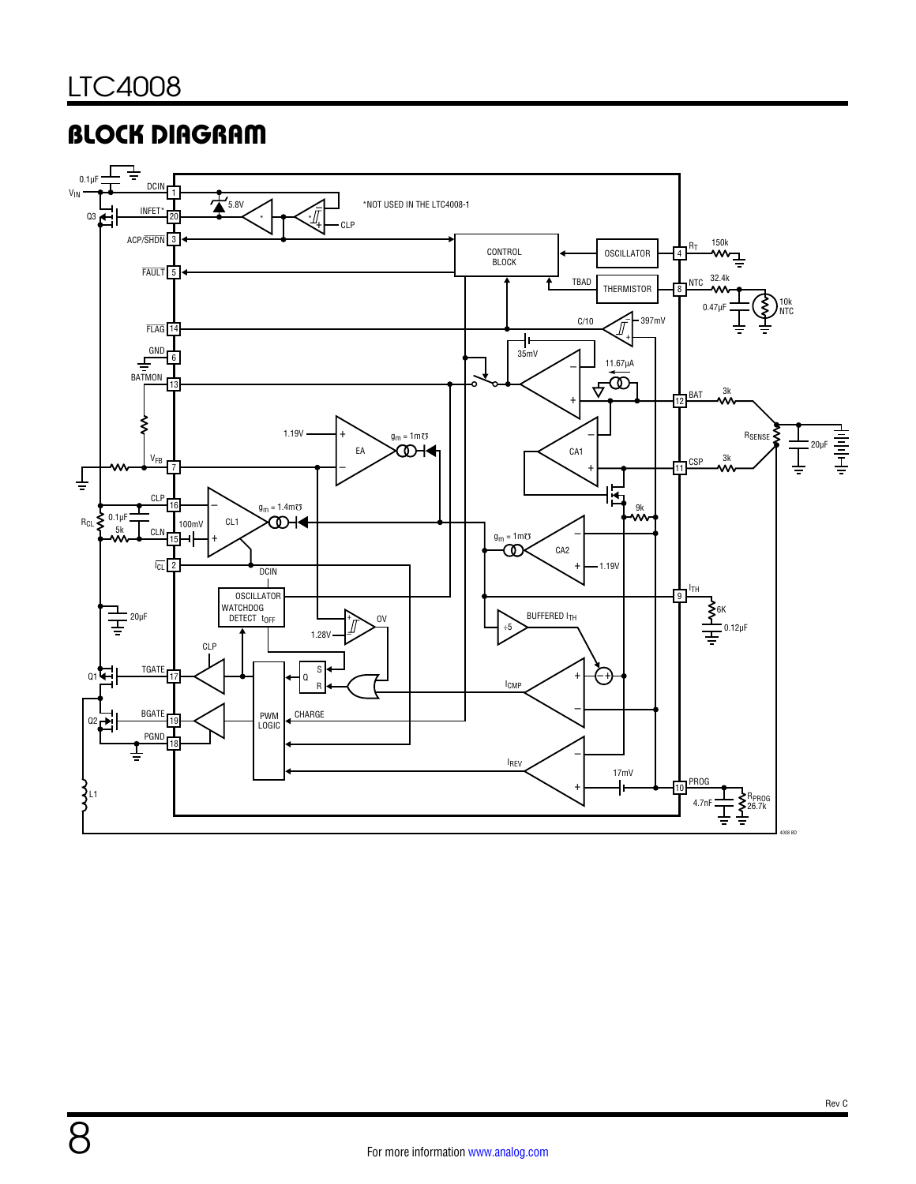## BLOCK DIAGRAM

*NOT USED IN THE LTC4008-1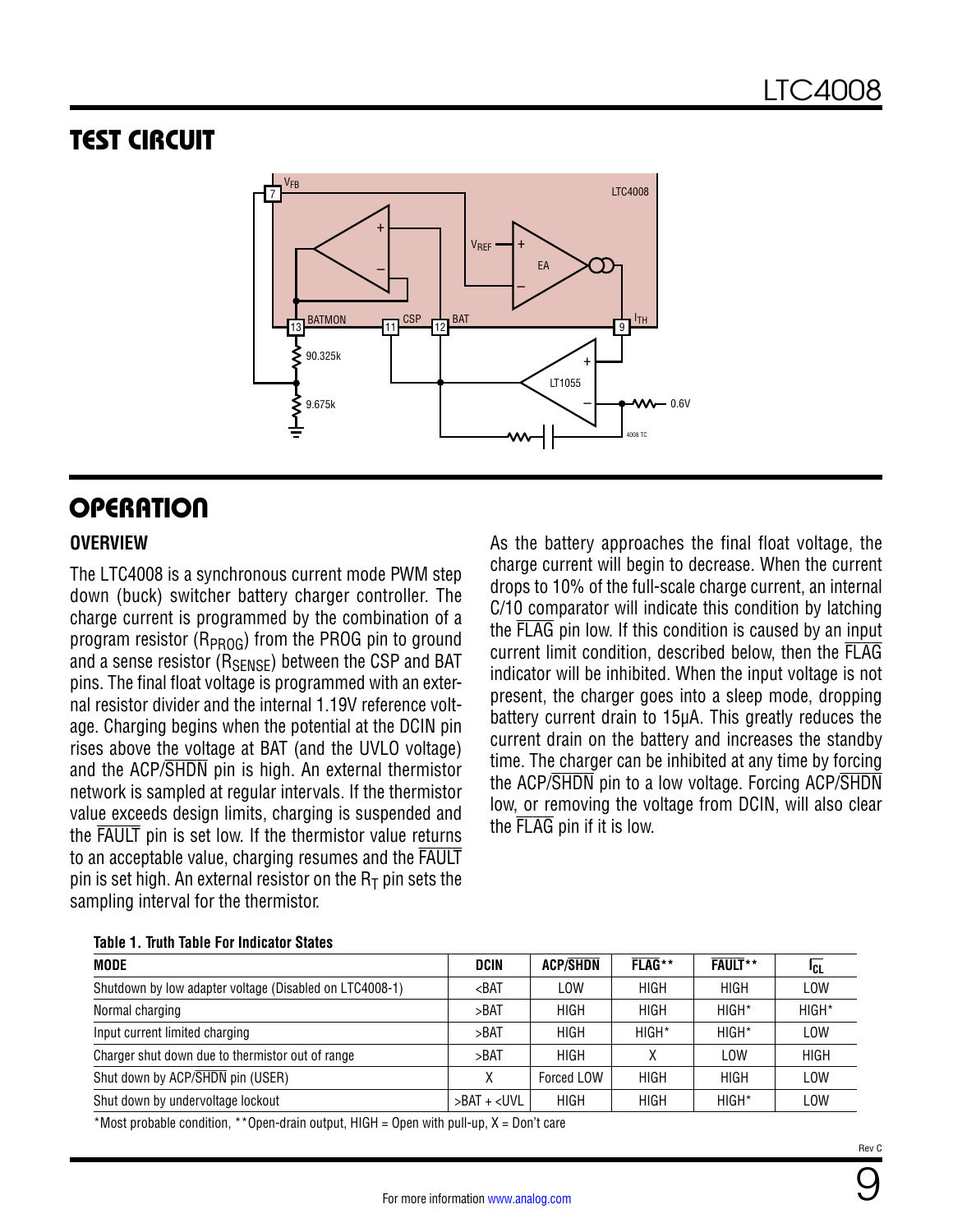## TEST CIRCUIT

## OPERATION

### OVERVIEW

The LTC4008 is a synchronous current mode PWM step down (buck) switcher battery charger controller. The charge current is programmed by the combination of a program resistor ($R_{PROG}$) from the PROG pin to ground and a sense resistor ($R_{SENSE}$) between the CSP and BAT pins. The final float voltage is programmed with an external resistor divider and the internal 1.19V reference voltage. Charging begins when the potential at the DCIN pin rises above the voltage at BAT (and the UVLO voltage) and the ACP/$\overline{\text{SHDN}}$ pin is high. An external thermistor network is sampled at regular intervals. If the thermistor value exceeds design limits, charging is suspended and the $\overline{\text{FAULT}}$ pin is set low. If the thermistor value returns to an acceptable value, charging resumes and the $\overline{\text{FAULT}}$ pin is set high. An external resistor on the $R_T$ pin sets the sampling interval for the thermistor.

As the battery approaches the final float voltage, the charge current will begin to decrease. When the current drops to 10% of the full-scale charge current, an internal C/10 comparator will indicate this condition by latching the $\overline{\text{FLAG}}$ pin low. If this condition is caused by an input current limit condition, described below, then the $\overline{\text{FLAG}}$ indicator will be inhibited. When the input voltage is not present, the charger goes into a sleep mode, dropping battery current drain to 15µA. This greatly reduces the current drain on the battery and increases the standby time. The charger can be inhibited at any time by forcing the ACP/$\overline{\text{SHDN}}$ pin to a low voltage. Forcing ACP/$\overline{\text{SHDN}}$ low, or removing the voltage from DCIN, will also clear the $\overline{\text{FLAG}}$ pin if it is low.

**Table 1. Truth Table For Indicator States**

| MODE | DCIN | ACP/$\overline{\text{SHDN}}$ | $\overline{\text{FLAG}}$** | $\overline{\text{FAULT}}$** | $\overline{I_{CL}}$ |
|---|---|---|---|---|---|
| Shutdown by low adapter voltage (Disabled on LTC4008-1) | <BAT | LOW | HIGH | HIGH | LOW |
| Normal charging | >BAT | HIGH | HIGH | HIGH* | HIGH* |
| Input current limited charging | >BAT | HIGH | HIGH* | HIGH* | LOW |
| Charger shut down due to thermistor out of range | >BAT | HIGH | X | LOW | HIGH |
| Shut down by ACP/$\overline{\text{SHDN}}$ pin (USER) | X | Forced LOW | HIGH | HIGH | LOW |
| Shut down by undervoltage lockout | >BAT + <UVL | HIGH | HIGH | HIGH* | LOW |

*Most probable condition, **Open-drain output, HIGH = Open with pull-up, X = Don't care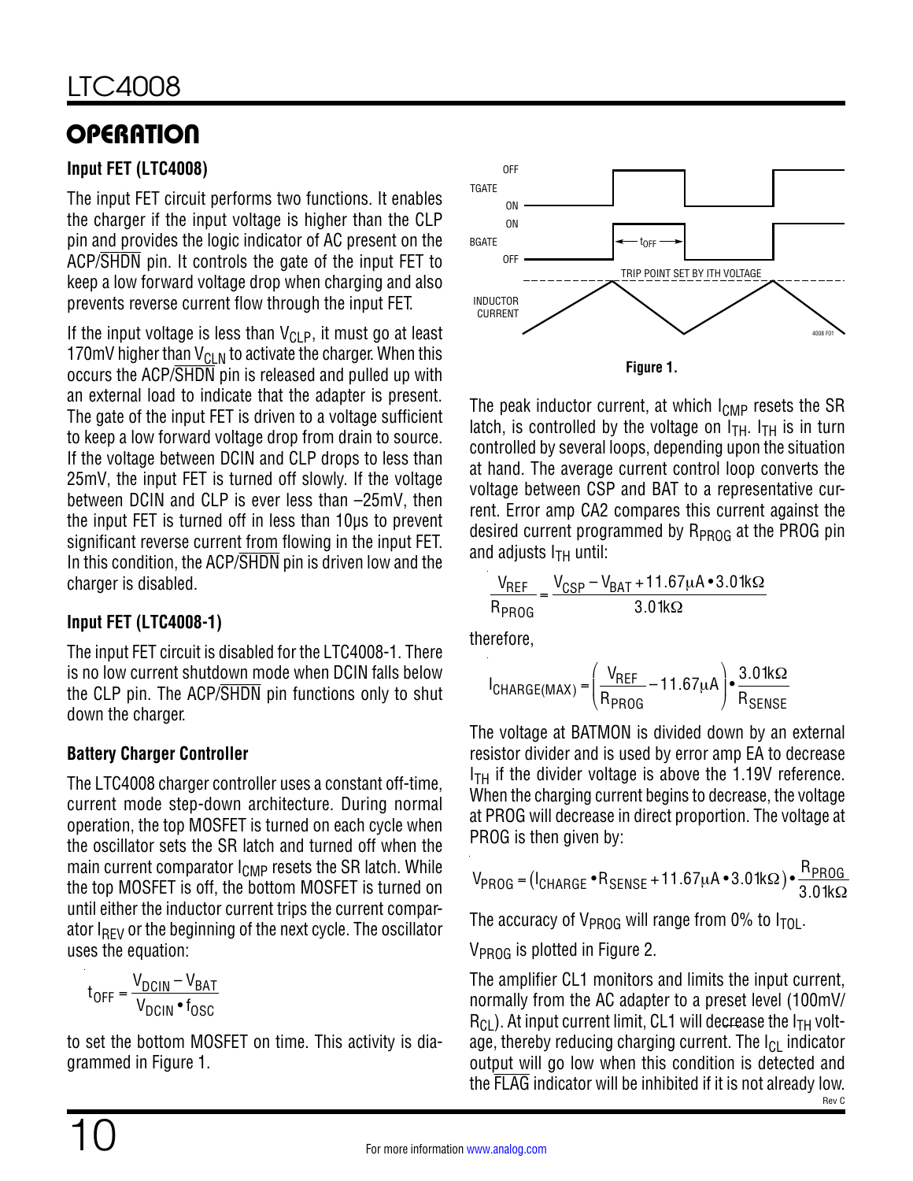## OPERATION

### Input FET (LTC4008)

The input FET circuit performs two functions. It enables the charger if the input voltage is higher than the CLP pin and provides the logic indicator of AC present on the ACP/$\overline{SHDN}$ pin. It controls the gate of the input FET to keep a low forward voltage drop when charging and also prevents reverse current flow through the input FET.

If the input voltage is less than $V_{CLP}$, it must go at least 170mV higher than $V_{CLN}$ to activate the charger. When this occurs the ACP/$\overline{SHDN}$ pin is released and pulled up with an external load to indicate that the adapter is present. The gate of the input FET is driven to a voltage sufficient to keep a low forward voltage drop from drain to source. If the voltage between DCIN and CLP drops to less than 25mV, the input FET is turned off slowly. If the voltage between DCIN and CLP is ever less than –25mV, then the input FET is turned off in less than 10μs to prevent significant reverse current from flowing in the input FET. In this condition, the ACP/$\overline{SHDN}$ pin is driven low and the charger is disabled.

### Input FET (LTC4008-1)

The input FET circuit is disabled for the LTC4008-1. There is no low current shutdown mode when DCIN falls below the CLP pin. The ACP/$\overline{SHDN}$ pin functions only to shut down the charger.

### Battery Charger Controller

The LTC4008 charger controller uses a constant off-time, current mode step-down architecture. During normal operation, the top MOSFET is turned on each cycle when the oscillator sets the SR latch and turned off when the main current comparator $I_{CMP}$ resets the SR latch. While the top MOSFET is off, the bottom MOSFET is turned on until either the inductor current trips the current comparator $I_{REV}$ or the beginning of the next cycle. The oscillator uses the equation:

$$t_{OFF} = \frac{V_{DCIN} - V_{BAT}}{V_{DCIN} \bullet f_{OSC}}$$

to set the bottom MOSFET on time. This activity is diagrammed in Figure 1.

Figure 1.

The peak inductor current, at which $I_{CMP}$ resets the SR latch, is controlled by the voltage on $I_{TH}$. $I_{TH}$ is in turn controlled by several loops, depending upon the situation at hand. The average current control loop converts the voltage between CSP and BAT to a representative current. Error amp CA2 compares this current against the desired current programmed by $R_{PROG}$ at the PROG pin and adjusts $I_{TH}$ until:

$$\frac{V_{REF}}{R_{PROG}} = \frac{V_{CSP} - V_{BAT} + 11.67\mu A \bullet 3.01k\Omega}{3.01k\Omega}$$

therefore,

$$I_{CHARGE(MAX)} = \left(\frac{V_{REF}}{R_{PROG}} - 11.67\mu A\right) \bullet \frac{3.01k\Omega}{R_{SENSE}}$$

The voltage at BATMON is divided down by an external resistor divider and is used by error amp EA to decrease $I_{TH}$ if the divider voltage is above the 1.19V reference. When the charging current begins to decrease, the voltage at PROG will decrease in direct proportion. The voltage at PROG is then given by:

$$V_{PROG} = (I_{CHARGE} \bullet R_{SENSE} + 11.67\mu A \bullet 3.01k\Omega) \bullet \frac{R_{PROG}}{3.01k\Omega}$$

The accuracy of $V_{PROG}$ will range from 0% to $I_{TOL}$.

$V_{PROG}$ is plotted in Figure 2.

The amplifier CL1 monitors and limits the input current, normally from the AC adapter to a preset level (100mV/$R_{CL}$). At input current limit, CL1 will decrease the $I_{TH}$ voltage, thereby reducing charging current. The $I_{CL}$ indicator output will go low when this condition is detected and the $\overline{FLAG}$ indicator will be inhibited if it is not already low.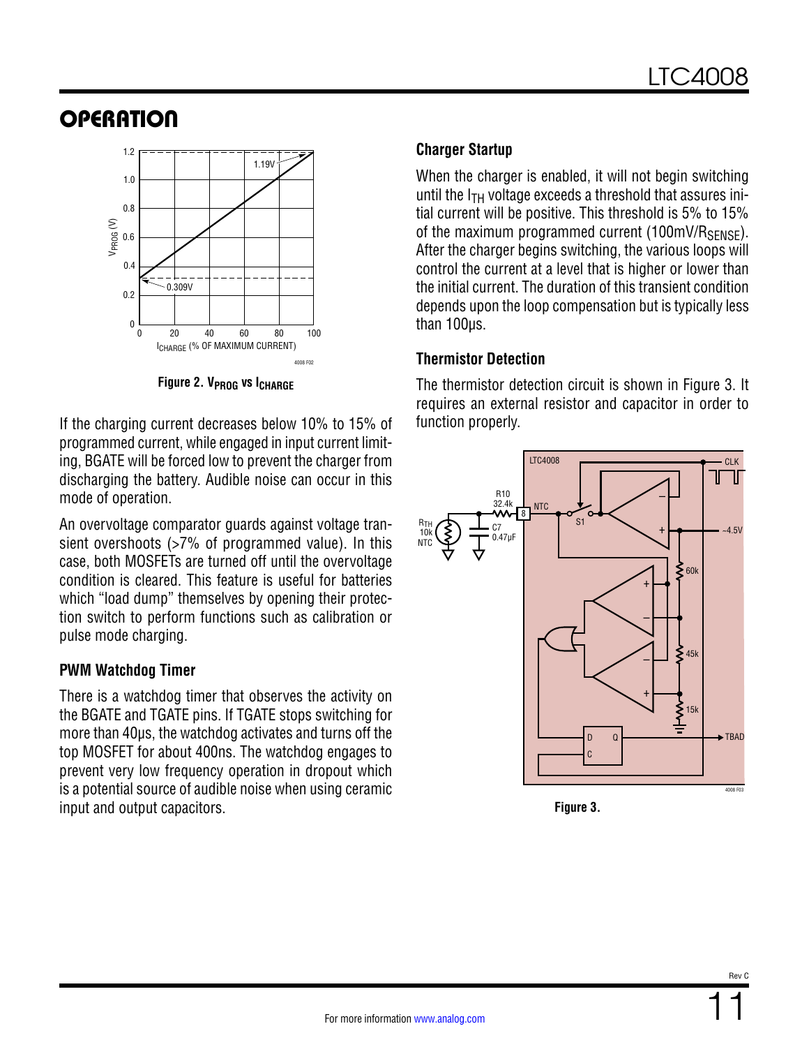## OPERATION

Figure 2. $V_{PROG}$ vs $I_{CHARGE}$

If the charging current decreases below 10% to 15% of programmed current, while engaged in input current limiting, BGATE will be forced low to prevent the charger from discharging the battery. Audible noise can occur in this mode of operation.

An overvoltage comparator guards against voltage transient overshoots (>7% of programmed value). In this case, both MOSFETs are turned off until the overvoltage condition is cleared. This feature is useful for batteries which "load dump" themselves by opening their protection switch to perform functions such as calibration or pulse mode charging.

### PWM Watchdog Timer

There is a watchdog timer that observes the activity on the BGATE and TGATE pins. If TGATE stops switching for more than 40µs, the watchdog activates and turns off the top MOSFET for about 400ns. The watchdog engages to prevent very low frequency operation in dropout which is a potential source of audible noise when using ceramic input and output capacitors.

### Charger Startup

When the charger is enabled, it will not begin switching until the $I_{TH}$ voltage exceeds a threshold that assures initial current will be positive. This threshold is 5% to 15% of the maximum programmed current ($100mV/R_{SENSE}$). After the charger begins switching, the various loops will control the current at a level that is higher or lower than the initial current. The duration of this transient condition depends upon the loop compensation but is typically less than 100µs.

### Thermistor Detection

The thermistor detection circuit is shown in Figure 3. It requires an external resistor and capacitor in order to function properly.

Figure 3.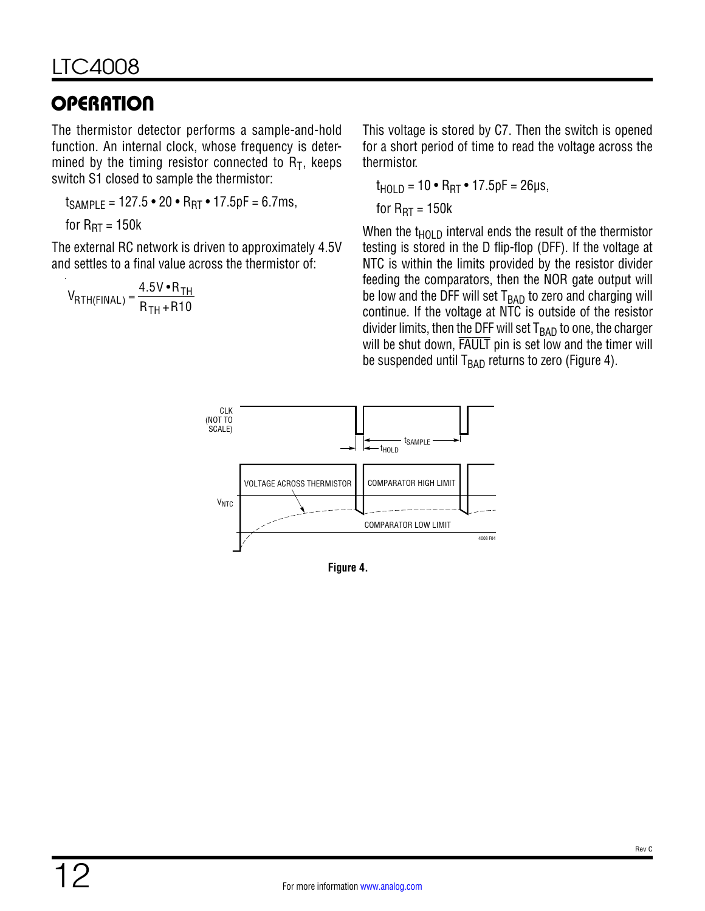## OPERATION

The thermistor detector performs a sample-and-hold function. An internal clock, whose frequency is determined by the timing resistor connected to $R_T$, keeps switch S1 closed to sample the thermistor:

$t_{SAMPLE} = 127.5 \cdot 20 \cdot R_{RT} \cdot 17.5pF = 6.7ms$,

for $R_{RT} = 150k$

The external RC network is driven to approximately 4.5V and settles to a final value across the thermistor of:

$$V_{RTH(FINAL)} = \frac{4.5V \cdot R_{TH}}{R_{TH} + R10}$$

This voltage is stored by C7. Then the switch is opened for a short period of time to read the voltage across the thermistor.

$t_{HOLD} = 10 \cdot R_{RT} \cdot 17.5pF = 26\mu s$,

for $R_{RT} = 150k$

When the $t_{HOLD}$ interval ends the result of the thermistor testing is stored in the D flip-flop (DFF). If the voltage at NTC is within the limits provided by the resistor divider feeding the comparators, then the NOR gate output will be low and the DFF will set $T_{BAD}$ to zero and charging will continue. If the voltage at NTC is outside of the resistor divider limits, then the DFF will set $T_{BAD}$ to one, the charger will be shut down, $\overline{FAULT}$ pin is set low and the timer will be suspended until $T_{BAD}$ returns to zero (Figure 4).

**Figure 4.**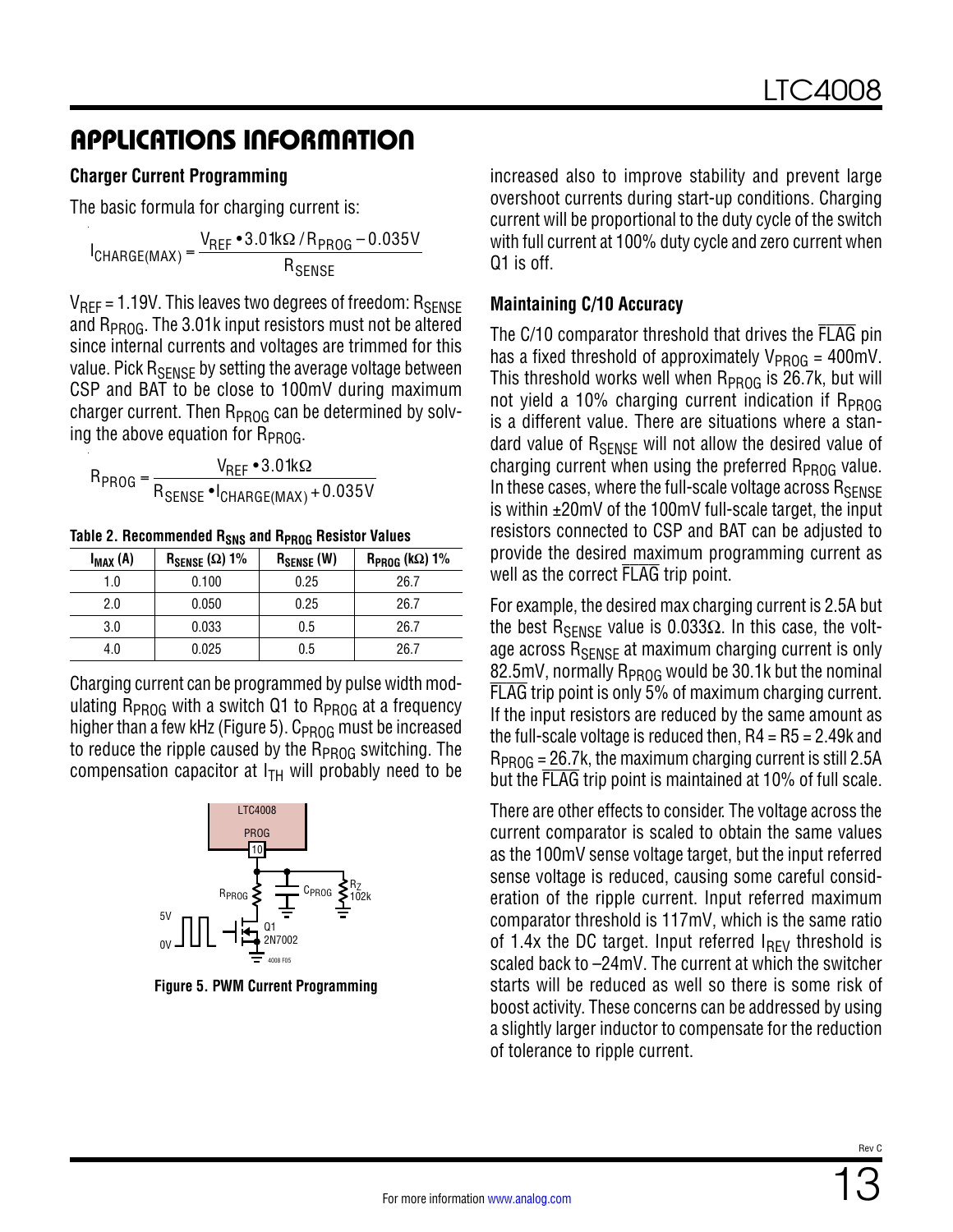## APPLICATIONS INFORMATION

### Charger Current Programming

The basic formula for charging current is:

$$I_{CHARGE(MAX)} = \frac{V_{REF} \bullet 3.01k\Omega / R_{PROG} - 0.035V}{R_{SENSE}}$$

$V_{REF}$ = 1.19V. This leaves two degrees of freedom: $R_{SENSE}$ and $R_{PROG}$. The 3.01k input resistors must not be altered since internal currents and voltages are trimmed for this value. Pick $R_{SENSE}$ by setting the average voltage between CSP and BAT to be close to 100mV during maximum charger current. Then $R_{PROG}$ can be determined by solving the above equation for $R_{PROG}$.

$$R_{PROG} = \frac{V_{REF} \bullet 3.01k\Omega}{R_{SENSE} \bullet I_{CHARGE(MAX)} + 0.035V}$$

**Table 2. Recommended $R_{SNS}$ and $R_{PROG}$ Resistor Values**

| $I_{MAX}$ (A) | $R_{SENSE}$ (Ω) 1% | $R_{SENSE}$ (W) | $R_{PROG}$ (kΩ) 1% |
|---|---|---|---|
| 1.0 | 0.100 | 0.25 | 26.7 |
| 2.0 | 0.050 | 0.25 | 26.7 |
| 3.0 | 0.033 | 0.5 | 26.7 |
| 4.0 | 0.025 | 0.5 | 26.7 |

Charging current can be programmed by pulse width modulating $R_{PROG}$ with a switch Q1 to $R_{PROG}$ at a frequency higher than a few kHz (Figure 5). $C_{PROG}$ must be increased to reduce the ripple caused by the $R_{PROG}$ switching. The compensation capacitor at $I_{TH}$ will probably need to be increased also to improve stability and prevent large overshoot currents during start-up conditions. Charging current will be proportional to the duty cycle of the switch with full current at 100% duty cycle and zero current when Q1 is off.

**Figure 5. PWM Current Programming**

### Maintaining C/10 Accuracy

The C/10 comparator threshold that drives the $\overline{FLAG}$ pin has a fixed threshold of approximately $V_{PROG}$ = 400mV. This threshold works well when $R_{PROG}$ is 26.7k, but will not yield a 10% charging current indication if $R_{PROG}$ is a different value. There are situations where a standard value of $R_{SENSE}$ will not allow the desired value of charging current when using the preferred $R_{PROG}$ value. In these cases, where the full-scale voltage across $R_{SENSE}$ is within ±20mV of the 100mV full-scale target, the input resistors connected to CSP and BAT can be adjusted to provide the desired maximum programming current as well as the correct $\overline{FLAG}$ trip point.

For example, the desired max charging current is 2.5A but the best $R_{SENSE}$ value is 0.033Ω. In this case, the voltage across $R_{SENSE}$ at maximum charging current is only 82.5mV, normally $R_{PROG}$ would be 30.1k but the nominal $\overline{FLAG}$ trip point is only 5% of maximum charging current. If the input resistors are reduced by the same amount as the full-scale voltage is reduced then, R4 = R5 = 2.49k and $R_{PROG}$ = 26.7k, the maximum charging current is still 2.5A but the $\overline{FLAG}$ trip point is maintained at 10% of full scale.

There are other effects to consider. The voltage across the current comparator is scaled to obtain the same values as the 100mV sense voltage target, but the input referred sense voltage is reduced, causing some careful consideration of the ripple current. Input referred maximum comparator threshold is 117mV, which is the same ratio of 1.4x the DC target. Input referred $I_{REV}$ threshold is scaled back to –24mV. The current at which the switcher starts will be reduced as well so there is some risk of boost activity. These concerns can be addressed by using a slightly larger inductor to compensate for the reduction of tolerance to ripple current.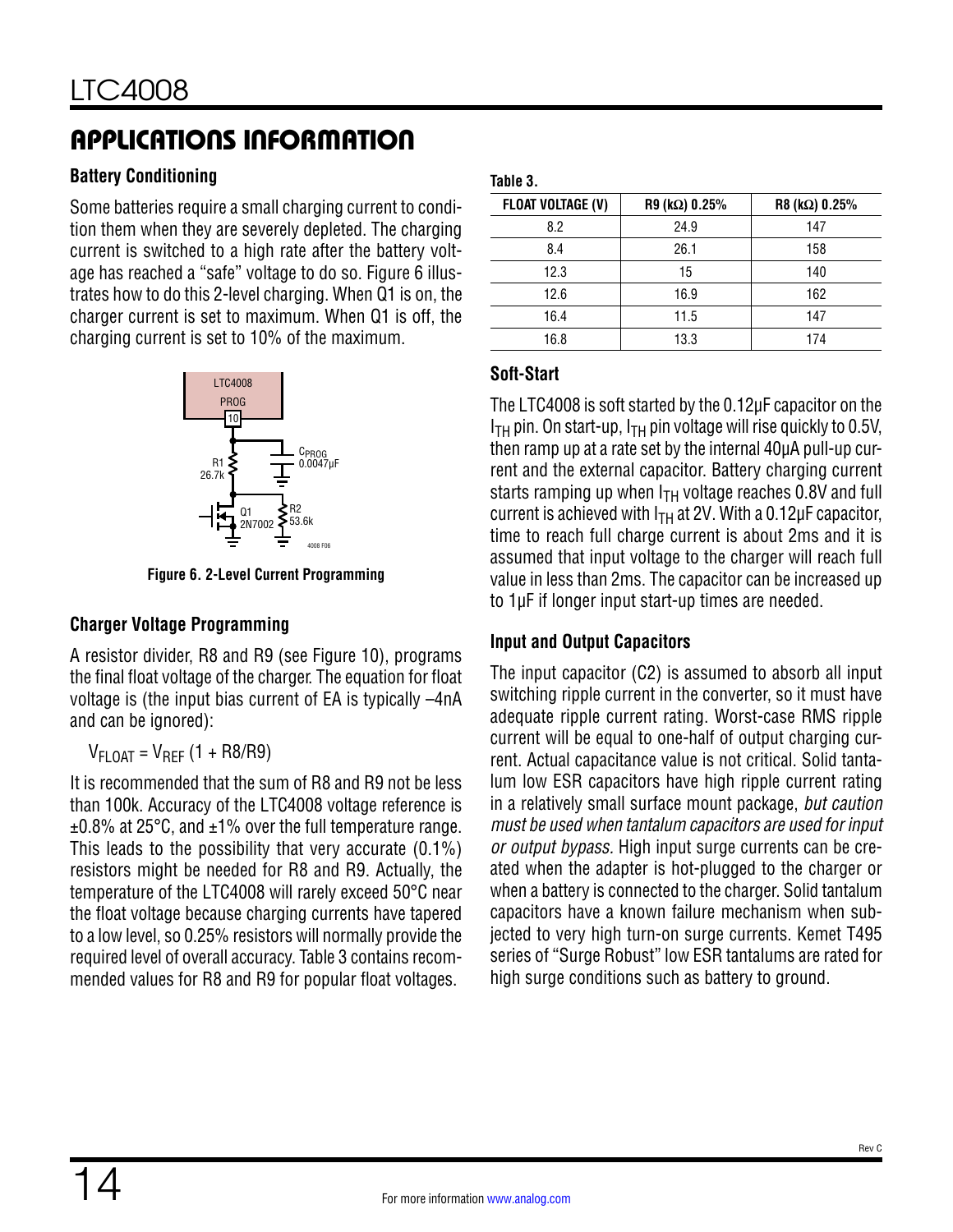## APPLICATIONS INFORMATION

### Battery Conditioning

Some batteries require a small charging current to condition them when they are severely depleted. The charging current is switched to a high rate after the battery voltage has reached a "safe" voltage to do so. Figure 6 illustrates how to do this 2-level charging. When Q1 is on, the charger current is set to maximum. When Q1 is off, the charging current is set to 10% of the maximum.

**Figure 6. 2-Level Current Programming**

### Charger Voltage Programming

A resistor divider, R8 and R9 (see Figure 10), programs the final float voltage of the charger. The equation for float voltage is (the input bias current of EA is typically –4nA and can be ignored):

$$V_{FLOAT} = V_{REF} (1 + R8/R9)$$

It is recommended that the sum of R8 and R9 not be less than 100k. Accuracy of the LTC4008 voltage reference is ±0.8% at 25°C, and ±1% over the full temperature range. This leads to the possibility that very accurate (0.1%) resistors might be needed for R8 and R9. Actually, the temperature of the LTC4008 will rarely exceed 50°C near the float voltage because charging currents have tapered to a low level, so 0.25% resistors will normally provide the required level of overall accuracy. Table 3 contains recommended values for R8 and R9 for popular float voltages.

**Table 3.**

| FLOAT VOLTAGE (V) | R9 (kΩ) 0.25% | R8 (kΩ) 0.25% |
|---|---|---|
| 8.2 | 24.9 | 147 |
| 8.4 | 26.1 | 158 |
| 12.3 | 15 | 140 |
| 12.6 | 16.9 | 162 |
| 16.4 | 11.5 | 147 |
| 16.8 | 13.3 | 174 |

### Soft-Start

The LTC4008 is soft started by the 0.12µF capacitor on the $I_{TH}$ pin. On start-up, $I_{TH}$ pin voltage will rise quickly to 0.5V, then ramp up at a rate set by the internal 40µA pull-up current and the external capacitor. Battery charging current starts ramping up when $I_{TH}$ voltage reaches 0.8V and full current is achieved with $I_{TH}$ at 2V. With a 0.12µF capacitor, time to reach full charge current is about 2ms and it is assumed that input voltage to the charger will reach full value in less than 2ms. The capacitor can be increased up to 1µF if longer input start-up times are needed.

### Input and Output Capacitors

The input capacitor (C2) is assumed to absorb all input switching ripple current in the converter, so it must have adequate ripple current rating. Worst-case RMS ripple current will be equal to one-half of output charging current. Actual capacitance value is not critical. Solid tantalum low ESR capacitors have high ripple current rating in a relatively small surface mount package, *but caution must be used when tantalum capacitors are used for input or output bypass.* High input surge currents can be created when the adapter is hot-plugged to the charger or when a battery is connected to the charger. Solid tantalum capacitors have a known failure mechanism when subjected to very high turn-on surge currents. Kemet T495 series of "Surge Robust" low ESR tantalums are rated for high surge conditions such as battery to ground.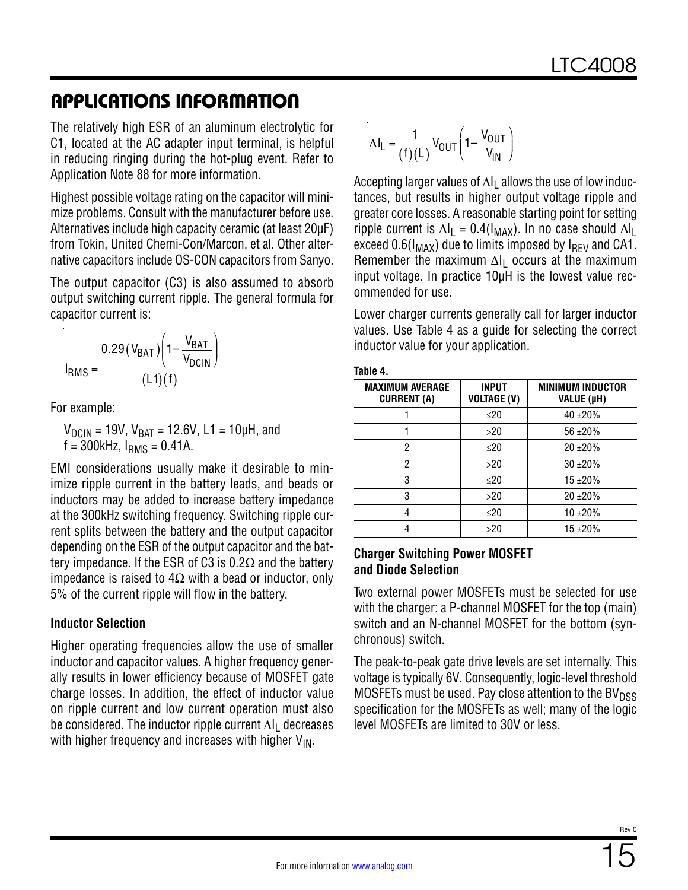## APPLICATIONS INFORMATION

The relatively high ESR of an aluminum electrolytic for C1, located at the AC adapter input terminal, is helpful in reducing ringing during the hot-plug event. Refer to Application Note 88 for more information.

Highest possible voltage rating on the capacitor will minimize problems. Consult with the manufacturer before use. Alternatives include high capacity ceramic (at least 20µF) from Tokin, United Chemi-Con/Marcon, et al. Other alternative capacitors include OS-CON capacitors from Sanyo.

The output capacitor (C3) is also assumed to absorb output switching current ripple. The general formula for capacitor current is:

$$I_{RMS} = \frac{0.29(V_{BAT})\left(1 - \frac{V_{BAT}}{V_{DCIN}}\right)}{(L1)(f)}$$

For example:

$V_{DCIN}$ = 19V, $V_{BAT}$ = 12.6V, L1 = 10µH, and f = 300kHz, $I_{RMS}$ = 0.41A.

EMI considerations usually make it desirable to minimize ripple current in the battery leads, and beads or inductors may be added to increase battery impedance at the 300kHz switching frequency. Switching ripple current splits between the battery and the output capacitor depending on the ESR of the output capacitor and the battery impedance. If the ESR of C3 is 0.2Ω and the battery impedance is raised to 4Ω with a bead or inductor, only 5% of the current ripple will flow in the battery.

### Inductor Selection

Higher operating frequencies allow the use of smaller inductor and capacitor values. A higher frequency generally results in lower efficiency because of MOSFET gate charge losses. In addition, the effect of inductor value on ripple current and low current operation must also be considered. The inductor ripple current $\Delta I_L$ decreases with higher frequency and increases with higher $V_{IN}$.

$$\Delta I_L = \frac{1}{(f)(L)} V_{OUT}\left(1 - \frac{V_{OUT}}{V_{IN}}\right)$$

Accepting larger values of $\Delta I_L$ allows the use of low inductances, but results in higher output voltage ripple and greater core losses. A reasonable starting point for setting ripple current is $\Delta I_L = 0.4(I_{MAX})$. In no case should $\Delta I_L$ exceed $0.6(I_{MAX})$ due to limits imposed by $I_{REV}$ and CA1. Remember the maximum $\Delta I_L$ occurs at the maximum input voltage. In practice 10µH is the lowest value recommended for use.

Lower charger currents generally call for larger inductor values. Use Table 4 as a guide for selecting the correct inductor value for your application.

**Table 4.**

| MAXIMUM AVERAGE CURRENT (A) | INPUT VOLTAGE (V) | MINIMUM INDUCTOR VALUE (µH) |
|---|---|---|
| 1 | ≤20 | 40 ±20% |
| 1 | >20 | 56 ±20% |
| 2 | ≤20 | 20 ±20% |
| 2 | >20 | 30 ±20% |
| 3 | ≤20 | 15 ±20% |
| 3 | >20 | 20 ±20% |
| 4 | ≤20 | 10 ±20% |
| 4 | >20 | 15 ±20% |

### Charger Switching Power MOSFET and Diode Selection

Two external power MOSFETs must be selected for use with the charger: a P-channel MOSFET for the top (main) switch and an N-channel MOSFET for the bottom (synchronous) switch.

The peak-to-peak gate drive levels are set internally. This voltage is typically 6V. Consequently, logic-level threshold MOSFETs must be used. Pay close attention to the $BV_{DSS}$ specification for the MOSFETs as well; many of the logic level MOSFETs are limited to 30V or less.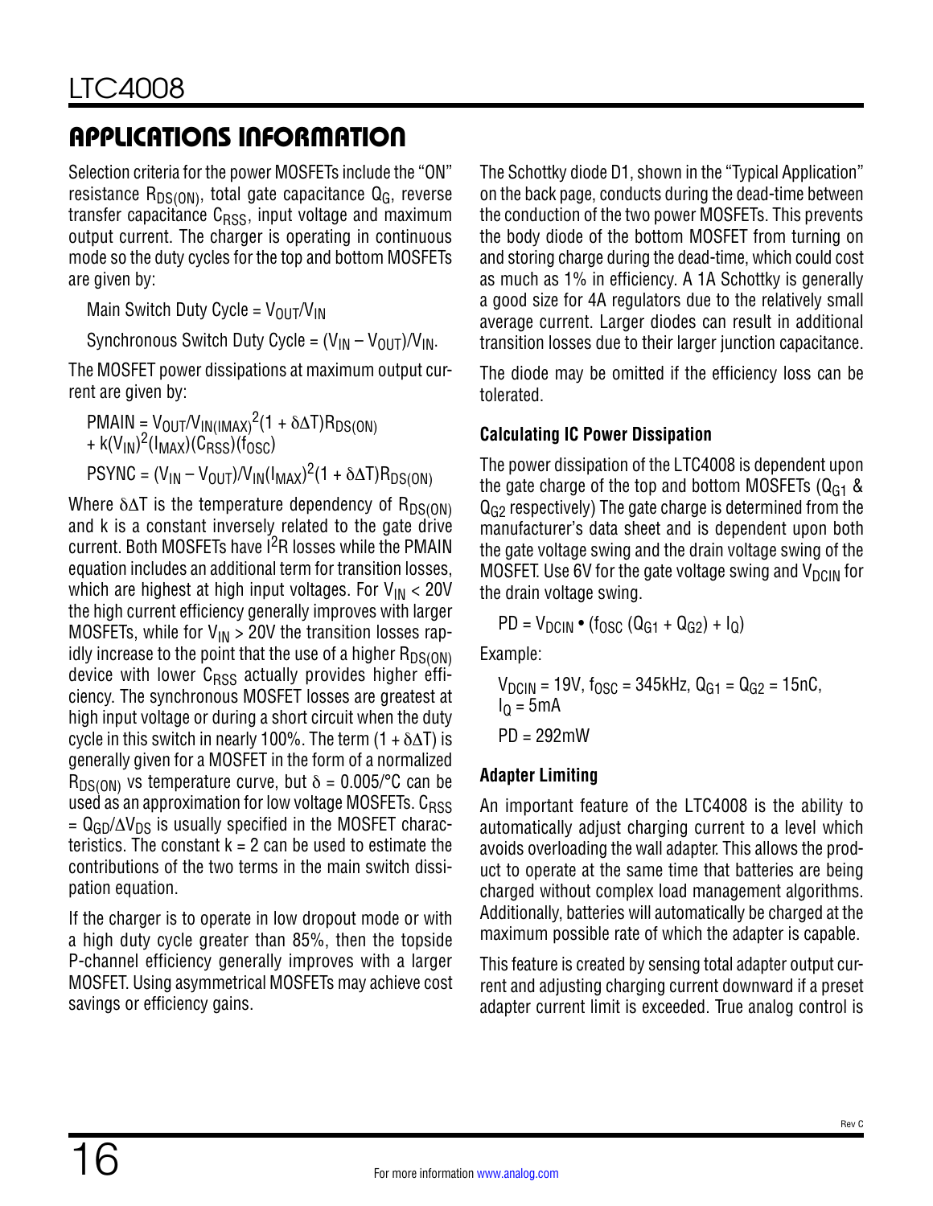## APPLICATIONS INFORMATION

Selection criteria for the power MOSFETs include the "ON" resistance $R_{DS(ON)}$, total gate capacitance $Q_G$, reverse transfer capacitance $C_{RSS}$, input voltage and maximum output current. The charger is operating in continuous mode so the duty cycles for the top and bottom MOSFETs are given by:

Main Switch Duty Cycle = $V_{OUT}/V_{IN}$

Synchronous Switch Duty Cycle = $(V_{IN} – V_{OUT})/V_{IN}$.

The MOSFET power dissipations at maximum output current are given by:

$$PMAIN = V_{OUT}/V_{IN(IMAX)}^2(1 + \delta\Delta T)R_{DS(ON)} + k(V_{IN})^2(I_{MAX})(C_{RSS})(f_{OSC})$$

$$PSYNC = (V_{IN} – V_{OUT})/V_{IN}(I_{MAX})^2(1 + \delta\Delta T)R_{DS(ON)}$$

Where $\delta\Delta T$ is the temperature dependency of $R_{DS(ON)}$ and k is a constant inversely related to the gate drive current. Both MOSFETs have $I^2R$ losses while the PMAIN equation includes an additional term for transition losses, which are highest at high input voltages. For $V_{IN} < 20V$ the high current efficiency generally improves with larger MOSFETs, while for $V_{IN} > 20V$ the transition losses rapidly increase to the point that the use of a higher $R_{DS(ON)}$ device with lower $C_{RSS}$ actually provides higher efficiency. The synchronous MOSFET losses are greatest at high input voltage or during a short circuit when the duty cycle in this switch in nearly 100%. The term $(1 + \delta\Delta T)$ is generally given for a MOSFET in the form of a normalized $R_{DS(ON)}$ vs temperature curve, but $\delta = 0.005/°C$ can be used as an approximation for low voltage MOSFETs. $C_{RSS} = Q_{GD}/\Delta V_{DS}$ is usually specified in the MOSFET characteristics. The constant k = 2 can be used to estimate the contributions of the two terms in the main switch dissipation equation.

If the charger is to operate in low dropout mode or with a high duty cycle greater than 85%, then the topside P-channel efficiency generally improves with a larger MOSFET. Using asymmetrical MOSFETs may achieve cost savings or efficiency gains.

The Schottky diode D1, shown in the "Typical Application" on the back page, conducts during the dead-time between the conduction of the two power MOSFETs. This prevents the body diode of the bottom MOSFET from turning on and storing charge during the dead-time, which could cost as much as 1% in efficiency. A 1A Schottky is generally a good size for 4A regulators due to the relatively small average current. Larger diodes can result in additional transition losses due to their larger junction capacitance.

The diode may be omitted if the efficiency loss can be tolerated.

### Calculating IC Power Dissipation

The power dissipation of the LTC4008 is dependent upon the gate charge of the top and bottom MOSFETs ($Q_{G1}$ & $Q_{G2}$ respectively) The gate charge is determined from the manufacturer's data sheet and is dependent upon both the gate voltage swing and the drain voltage swing of the MOSFET. Use 6V for the gate voltage swing and $V_{DCIN}$ for the drain voltage swing.

$$PD = V_{DCIN} \bullet (f_{OSC} (Q_{G1} + Q_{G2}) + I_Q)$$

Example:

$V_{DCIN} = 19V$, $f_{OSC} = 345kHz$, $Q_{G1} = Q_{G2} = 15nC$, $I_Q = 5mA$

PD = 292mW

### Adapter Limiting

An important feature of the LTC4008 is the ability to automatically adjust charging current to a level which avoids overloading the wall adapter. This allows the product to operate at the same time that batteries are being charged without complex load management algorithms. Additionally, batteries will automatically be charged at the maximum possible rate of which the adapter is capable.

This feature is created by sensing total adapter output current and adjusting charging current downward if a preset adapter current limit is exceeded. True analog control is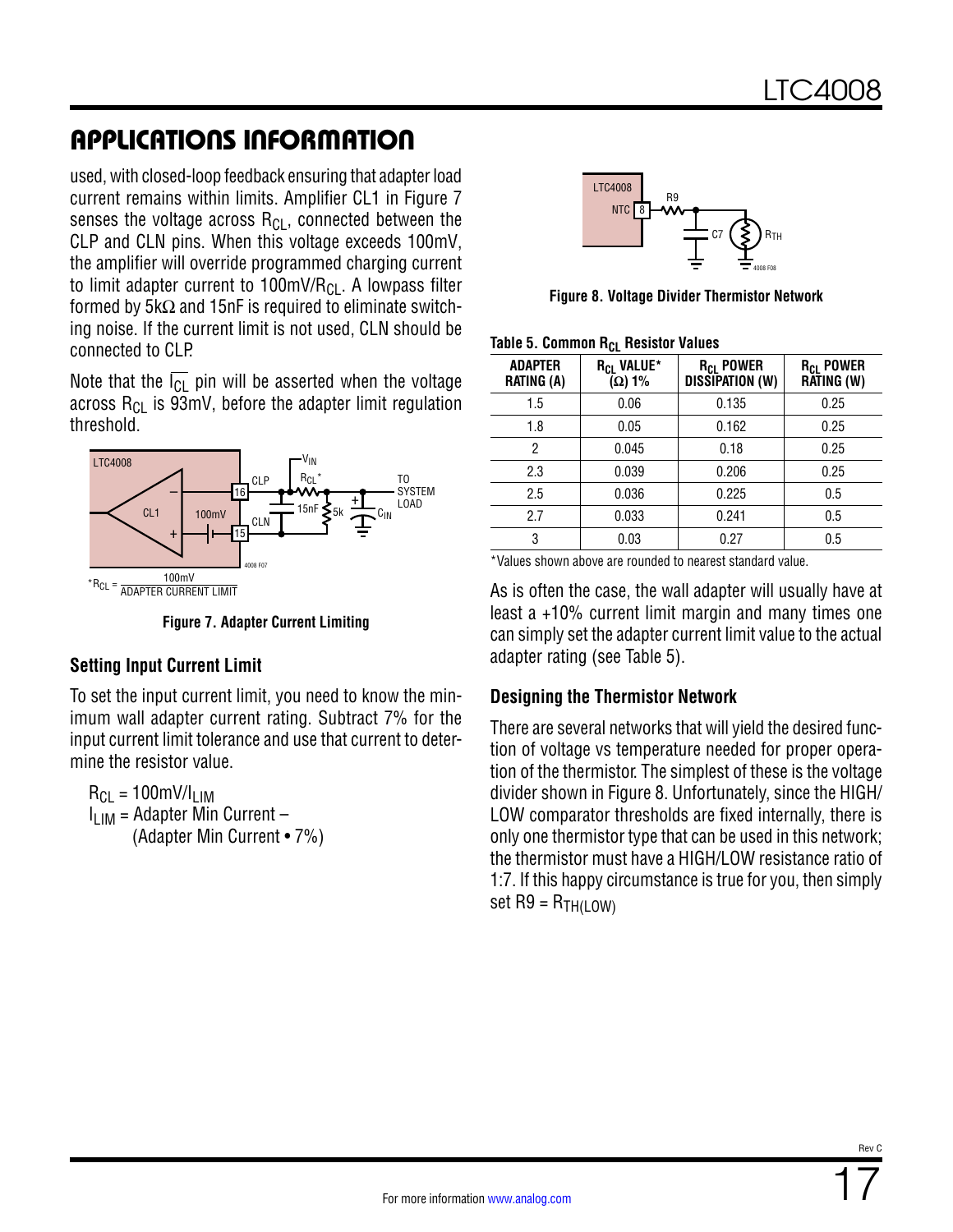## APPLICATIONS INFORMATION

used, with closed-loop feedback ensuring that adapter load current remains within limits. Amplifier CL1 in Figure 7 senses the voltage across $R_{CL}$, connected between the CLP and CLN pins. When this voltage exceeds 100mV, the amplifier will override programmed charging current to limit adapter current to $100mV/R_{CL}$. A lowpass filter formed by 5kΩ and 15nF is required to eliminate switching noise. If the current limit is not used, CLN should be connected to CLP.

Note that the $\overline{I_{CL}}$ pin will be asserted when the voltage across $R_{CL}$ is 93mV, before the adapter limit regulation threshold.

$^*R_{CL} = \frac{100mV}{\text{ADAPTER CURRENT LIMIT}}$

**Figure 7. Adapter Current Limiting**

### Setting Input Current Limit

To set the input current limit, you need to know the minimum wall adapter current rating. Subtract 7% for the input current limit tolerance and use that current to determine the resistor value.

$R_{CL} = 100mV/I_{LIM}$

$I_{LIM}$ = Adapter Min Current – (Adapter Min Current • 7%)

**Figure 8. Voltage Divider Thermistor Network**

**Table 5. Common $R_{CL}$ Resistor Values**

| ADAPTER RATING (A) | $R_{CL}$ VALUE* (Ω) 1% | $R_{CL}$ POWER DISSIPATION (W) | $R_{CL}$ POWER RATING (W) |
|---|---|---|---|
| 1.5 | 0.06 | 0.135 | 0.25 |
| 1.8 | 0.05 | 0.162 | 0.25 |
| 2 | 0.045 | 0.18 | 0.25 |
| 2.3 | 0.039 | 0.206 | 0.25 |
| 2.5 | 0.036 | 0.225 | 0.5 |
| 2.7 | 0.033 | 0.241 | 0.5 |
| 3 | 0.03 | 0.27 | 0.5 |

*Values shown above are rounded to nearest standard value.

As is often the case, the wall adapter will usually have at least a +10% current limit margin and many times one can simply set the adapter current limit value to the actual adapter rating (see Table 5).

### Designing the Thermistor Network

There are several networks that will yield the desired function of voltage vs temperature needed for proper operation of the thermistor. The simplest of these is the voltage divider shown in Figure 8. Unfortunately, since the HIGH/LOW comparator thresholds are fixed internally, there is only one thermistor type that can be used in this network; the thermistor must have a HIGH/LOW resistance ratio of 1:7. If this happy circumstance is true for you, then simply set R9 = $R_{TH(LOW)}$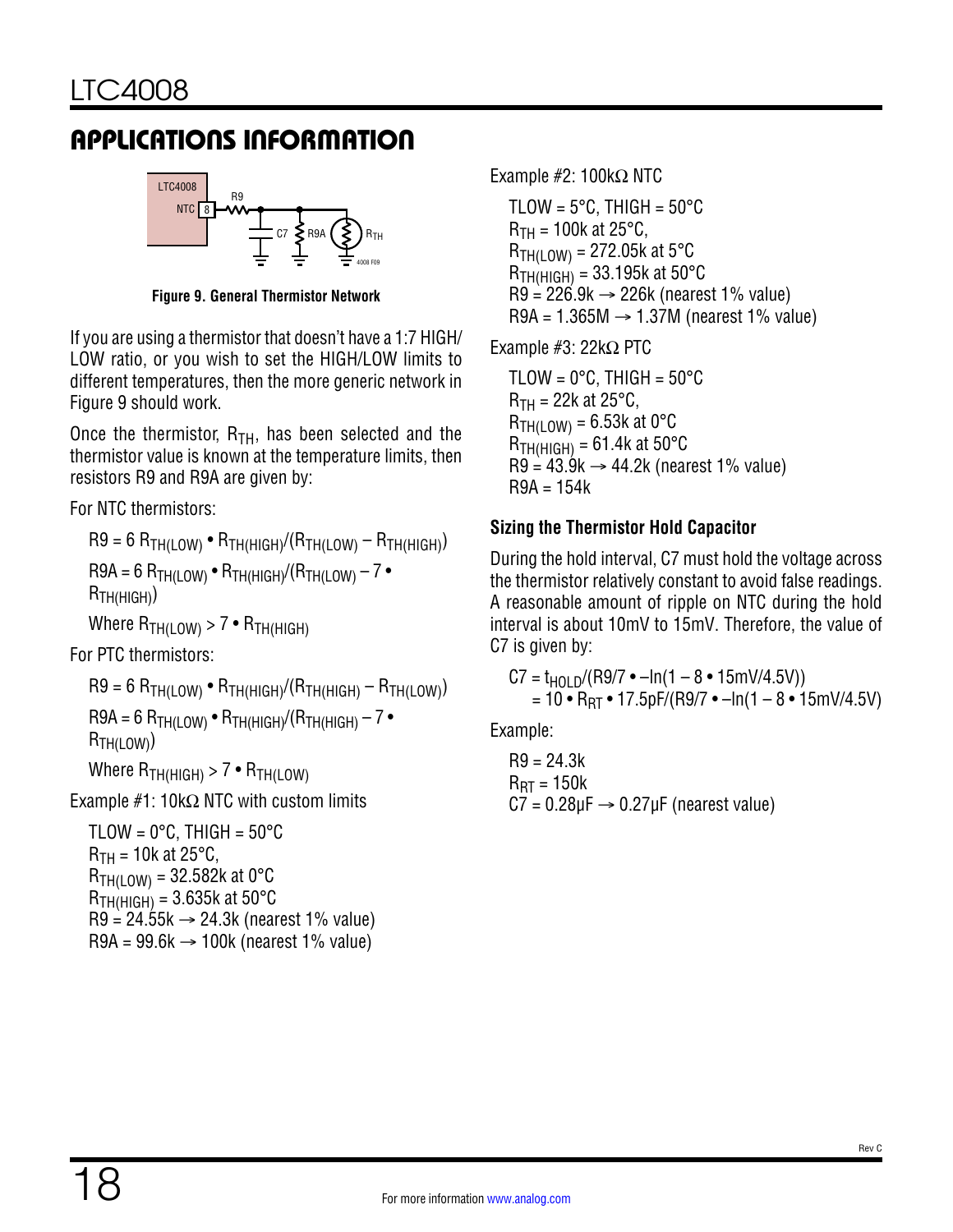## APPLICATIONS INFORMATION

Figure 9. General Thermistor Network

If you are using a thermistor that doesn't have a 1:7 HIGH/LOW ratio, or you wish to set the HIGH/LOW limits to different temperatures, then the more generic network in Figure 9 should work.

Once the thermistor, $R_{TH}$, has been selected and the thermistor value is known at the temperature limits, then resistors R9 and R9A are given by:

For NTC thermistors:

$$R9 = 6\,R_{TH(LOW)} \bullet R_{TH(HIGH)}/(R_{TH(LOW)} - R_{TH(HIGH)})$$

$$R9A = 6\,R_{TH(LOW)} \bullet R_{TH(HIGH)}/(R_{TH(LOW)} - 7 \bullet R_{TH(HIGH)})$$

Where $R_{TH(LOW)} > 7 \bullet R_{TH(HIGH)}$

For PTC thermistors:

$$R9 = 6\,R_{TH(LOW)} \bullet R_{TH(HIGH)}/(R_{TH(HIGH)} - R_{TH(LOW)})$$

$$R9A = 6\,R_{TH(LOW)} \bullet R_{TH(HIGH)}/(R_{TH(HIGH)} - 7 \bullet R_{TH(LOW)})$$

Where $R_{TH(HIGH)} > 7 \bullet R_{TH(LOW)}$

Example #1: 10kΩ NTC with custom limits

TLOW = 0°C, THIGH = 50°C
$R_{TH}$ = 10k at 25°C,
$R_{TH(LOW)}$ = 32.582k at 0°C
$R_{TH(HIGH)}$ = 3.635k at 50°C
R9 = 24.55k → 24.3k (nearest 1% value)
R9A = 99.6k → 100k (nearest 1% value)

Example #2: 100kΩ NTC

TLOW = 5°C, THIGH = 50°C
$R_{TH}$ = 100k at 25°C,
$R_{TH(LOW)}$ = 272.05k at 5°C
$R_{TH(HIGH)}$ = 33.195k at 50°C
R9 = 226.9k → 226k (nearest 1% value)
R9A = 1.365M → 1.37M (nearest 1% value)

Example #3: 22kΩ PTC

TLOW = 0°C, THIGH = 50°C
$R_{TH}$ = 22k at 25°C,
$R_{TH(LOW)}$ = 6.53k at 0°C
$R_{TH(HIGH)}$ = 61.4k at 50°C
R9 = 43.9k → 44.2k (nearest 1% value)
R9A = 154k

### Sizing the Thermistor Hold Capacitor

During the hold interval, C7 must hold the voltage across the thermistor relatively constant to avoid false readings. A reasonable amount of ripple on NTC during the hold interval is about 10mV to 15mV. Therefore, the value of C7 is given by:

$$C7 = t_{HOLD}/(R9/7 \bullet -\ln(1 - 8 \bullet 15\text{mV}/4.5\text{V}))$$
$$= 10 \bullet R_{RT} \bullet 17.5\text{pF}/(R9/7 \bullet -\ln(1 - 8 \bullet 15\text{mV}/4.5\text{V}))$$

Example:

R9 = 24.3k
$R_{RT}$ = 150k
C7 = 0.28µF → 0.27µF (nearest value)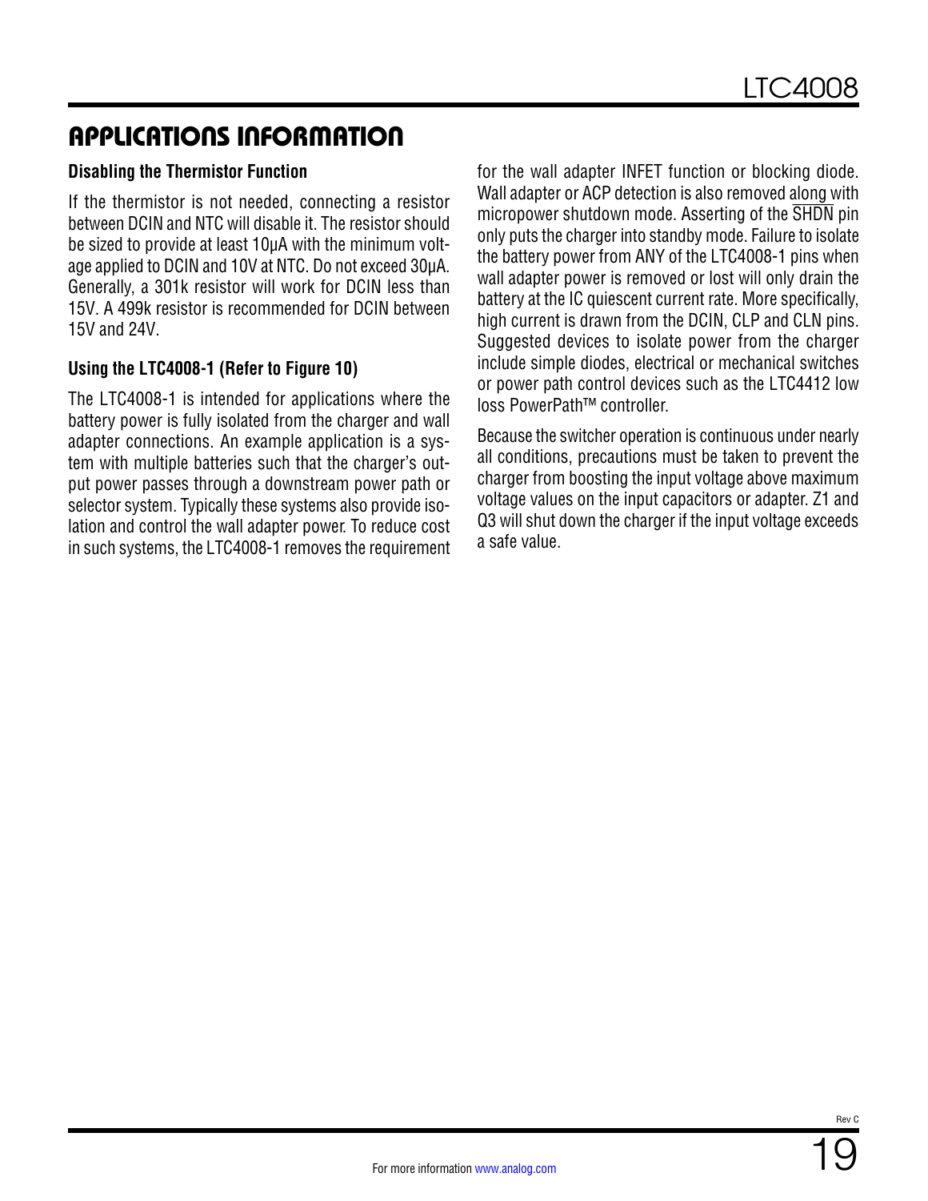## APPLICATIONS INFORMATION

### Disabling the Thermistor Function

If the thermistor is not needed, connecting a resistor between DCIN and NTC will disable it. The resistor should be sized to provide at least 10µA with the minimum voltage applied to DCIN and 10V at NTC. Do not exceed 30µA. Generally, a 301k resistor will work for DCIN less than 15V. A 499k resistor is recommended for DCIN between 15V and 24V.

### Using the LTC4008-1 (Refer to Figure 10)

The LTC4008-1 is intended for applications where the battery power is fully isolated from the charger and wall adapter connections. An example application is a system with multiple batteries such that the charger's output power passes through a downstream power path or selector system. Typically these systems also provide isolation and control the wall adapter power. To reduce cost in such systems, the LTC4008-1 removes the requirement for the wall adapter INFET function or blocking diode. Wall adapter or ACP detection is also removed along with micropower shutdown mode. Asserting of the $\overline{SHDN}$ pin only puts the charger into standby mode. Failure to isolate the battery power from ANY of the LTC4008-1 pins when wall adapter power is removed or lost will only drain the battery at the IC quiescent current rate. More specifically, high current is drawn from the DCIN, CLP and CLN pins. Suggested devices to isolate power from the charger include simple diodes, electrical or mechanical switches or power path control devices such as the LTC4412 low loss PowerPath™ controller.

Because the switcher operation is continuous under nearly all conditions, precautions must be taken to prevent the charger from boosting the input voltage above maximum voltage values on the input capacitors or adapter. Z1 and Q3 will shut down the charger if the input voltage exceeds a safe value.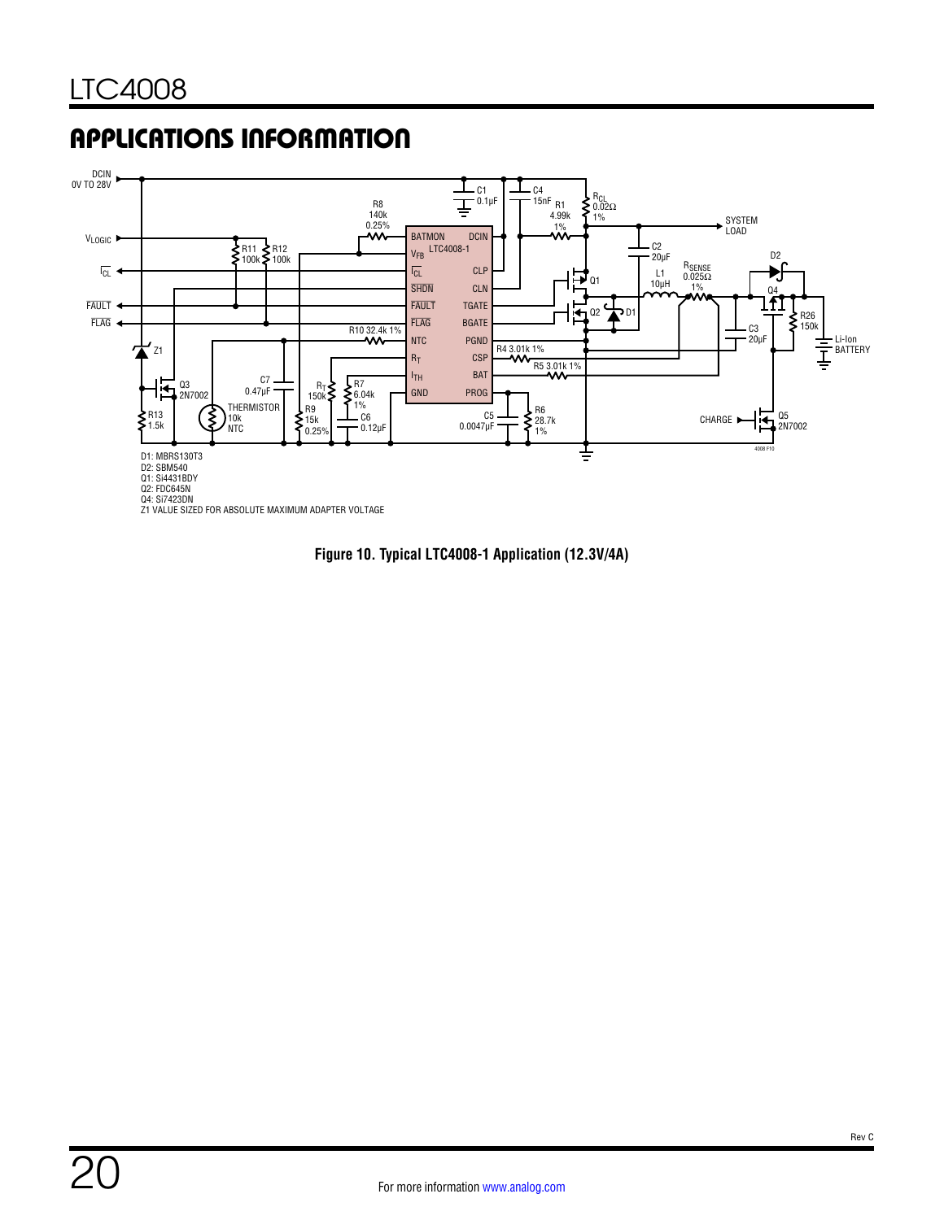## APPLICATIONS INFORMATION

D1: MBRS130T3
D2: SBM540
Q1: Si4431BDY
Q2: FDC645N
Q4: Si7423DN
Z1 VALUE SIZED FOR ABSOLUTE MAXIMUM ADAPTER VOLTAGE

**Figure 10. Typical LTC4008-1 Application (12.3V/4A)**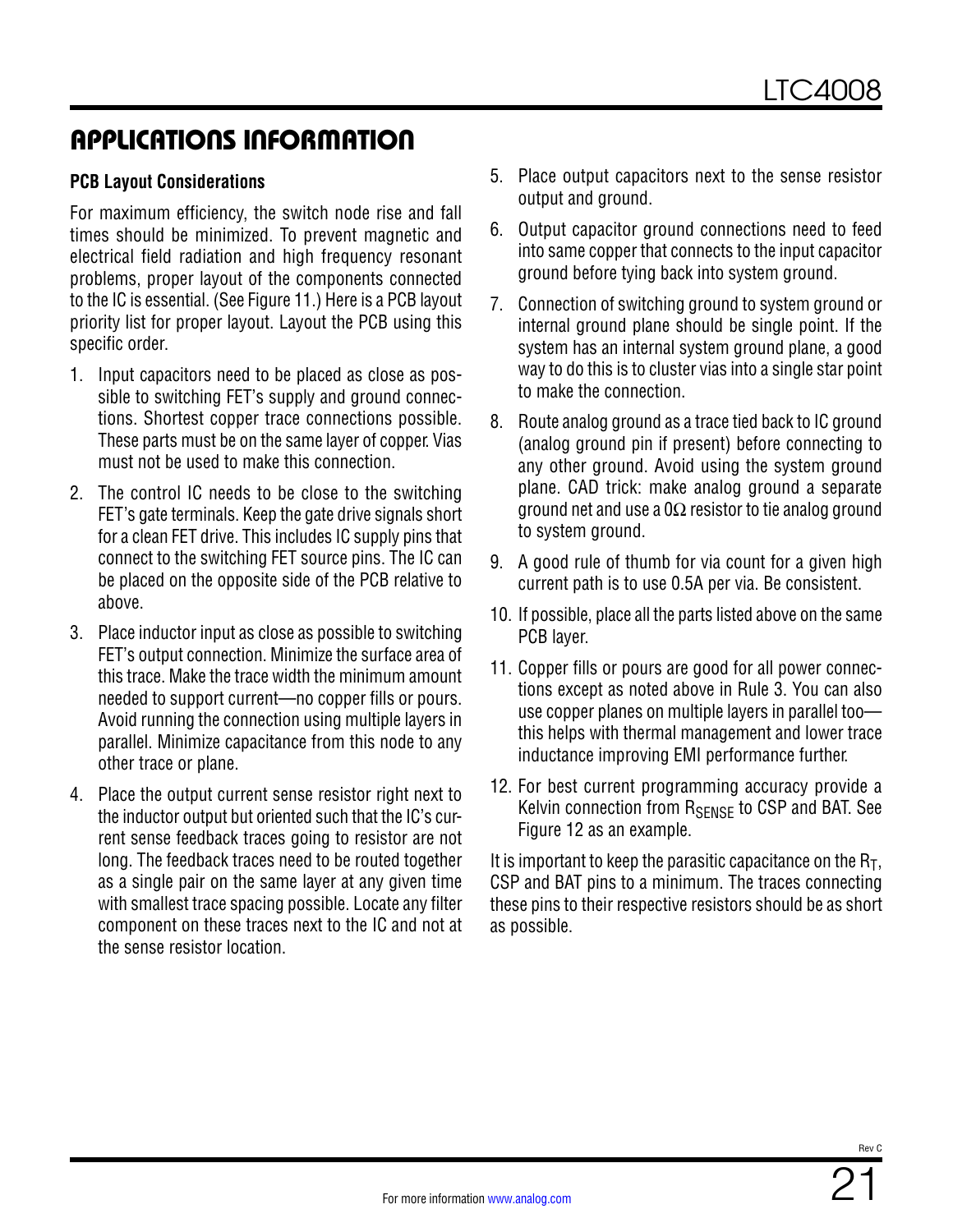## APPLICATIONS INFORMATION

### PCB Layout Considerations

For maximum efficiency, the switch node rise and fall times should be minimized. To prevent magnetic and electrical field radiation and high frequency resonant problems, proper layout of the components connected to the IC is essential. (See Figure 11.) Here is a PCB layout priority list for proper layout. Layout the PCB using this specific order.

1. Input capacitors need to be placed as close as possible to switching FET's supply and ground connections. Shortest copper trace connections possible. These parts must be on the same layer of copper. Vias must not be used to make this connection.
2. The control IC needs to be close to the switching FET's gate terminals. Keep the gate drive signals short for a clean FET drive. This includes IC supply pins that connect to the switching FET source pins. The IC can be placed on the opposite side of the PCB relative to above.
3. Place inductor input as close as possible to switching FET's output connection. Minimize the surface area of this trace. Make the trace width the minimum amount needed to support current—no copper fills or pours. Avoid running the connection using multiple layers in parallel. Minimize capacitance from this node to any other trace or plane.
4. Place the output current sense resistor right next to the inductor output but oriented such that the IC's current sense feedback traces going to resistor are not long. The feedback traces need to be routed together as a single pair on the same layer at any given time with smallest trace spacing possible. Locate any filter component on these traces next to the IC and not at the sense resistor location.
5. Place output capacitors next to the sense resistor output and ground.
6. Output capacitor ground connections need to feed into same copper that connects to the input capacitor ground before tying back into system ground.
7. Connection of switching ground to system ground or internal ground plane should be single point. If the system has an internal system ground plane, a good way to do this is to cluster vias into a single star point to make the connection.
8. Route analog ground as a trace tied back to IC ground (analog ground pin if present) before connecting to any other ground. Avoid using the system ground plane. CAD trick: make analog ground a separate ground net and use a 0Ω resistor to tie analog ground to system ground.
9. A good rule of thumb for via count for a given high current path is to use 0.5A per via. Be consistent.
10. If possible, place all the parts listed above on the same PCB layer.
11. Copper fills or pours are good for all power connections except as noted above in Rule 3. You can also use copper planes on multiple layers in parallel too—this helps with thermal management and lower trace inductance improving EMI performance further.
12. For best current programming accuracy provide a Kelvin connection from $R_{SENSE}$ to CSP and BAT. See Figure 12 as an example.

It is important to keep the parasitic capacitance on the $R_T$, CSP and BAT pins to a minimum. The traces connecting these pins to their respective resistors should be as short as possible.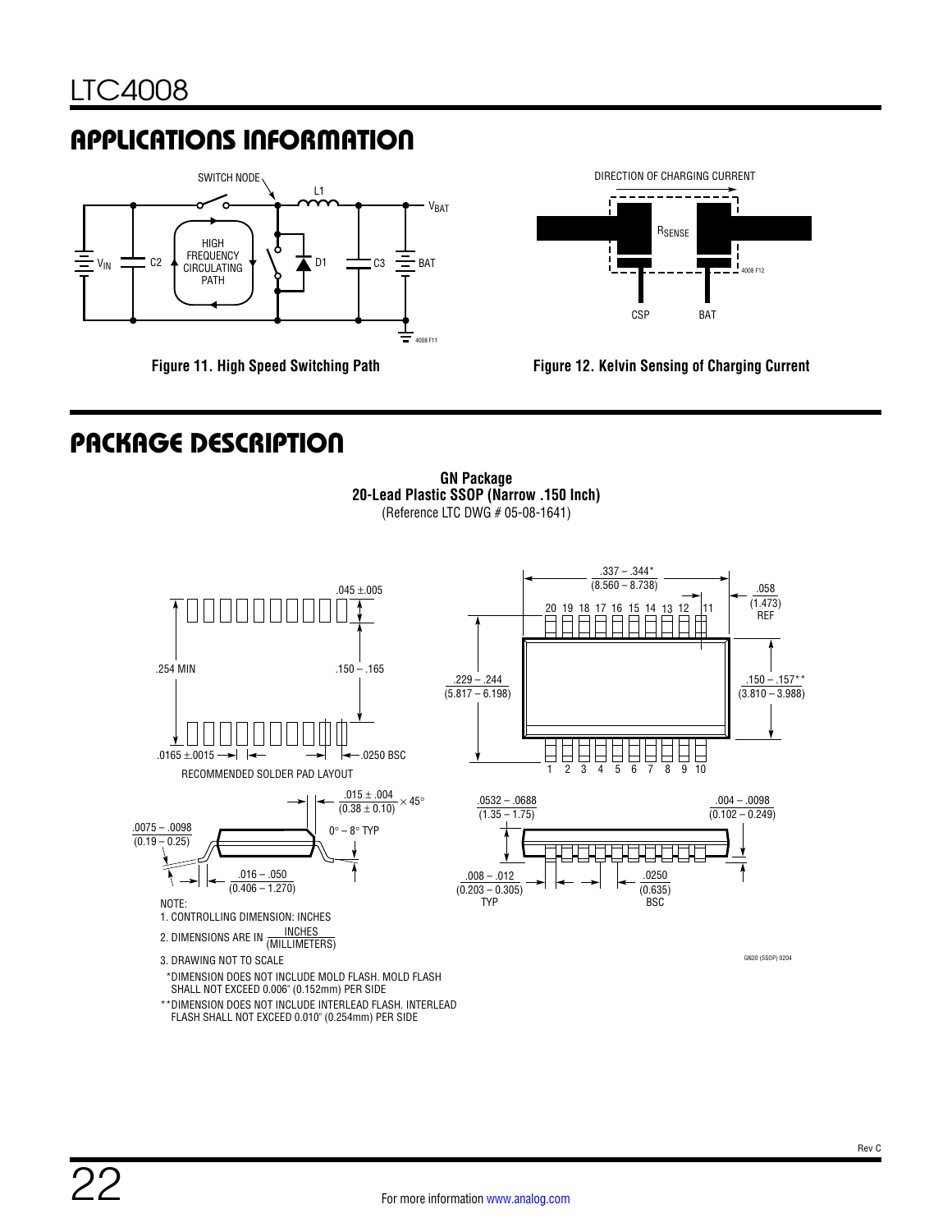## APPLICATIONS INFORMATION

Figure 11. High Speed Switching Path

Figure 12. Kelvin Sensing of Charging Current

## PACKAGE DESCRIPTION

**GN Package**
**20-Lead Plastic SSOP (Narrow .150 Inch)**
(Reference LTC DWG # 05-08-1641)

RECOMMENDED SOLDER PAD LAYOUT

NOTE:
1. CONTROLLING DIMENSION: INCHES
2. DIMENSIONS ARE IN $\frac{\text{INCHES}}{\text{(MILLIMETERS)}}$
3. DRAWING NOT TO SCALE

*DIMENSION DOES NOT INCLUDE MOLD FLASH. MOLD FLASH SHALL NOT EXCEED 0.006" (0.152mm) PER SIDE

**DIMENSION DOES NOT INCLUDE INTERLEAD FLASH. INTERLEAD FLASH SHALL NOT EXCEED 0.010" (0.254mm) PER SIDE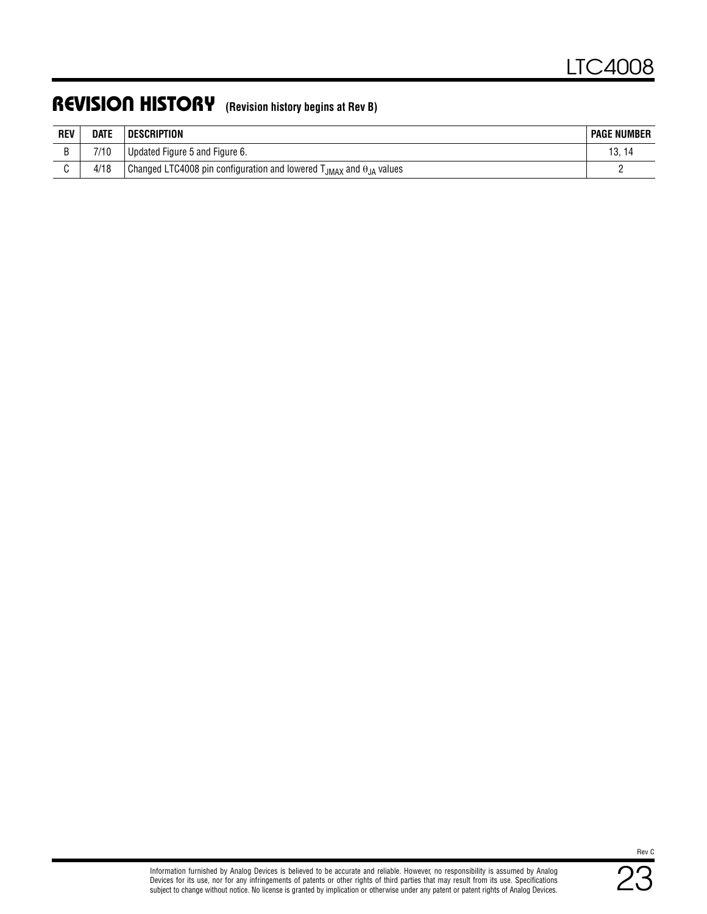## REVISION HISTORY (Revision history begins at Rev B)

| REV | DATE | DESCRIPTION | PAGE NUMBER |
|---|---|---|---|
| B | 7/10 | Updated Figure 5 and Figure 6. | 13, 14 |
| C | 4/18 | Changed LTC4008 pin configuration and lowered $T_{JMAX}$ and $\theta_{JA}$ values | 2 |

Information furnished by Analog Devices is believed to be accurate and reliable. However, no responsibility is assumed by Analog Devices for its use, nor for any infringements of patents or other rights of third parties that may result from its use. Specifications subject to change without notice. No license is granted by implication or otherwise under any patent or patent rights of Analog Devices.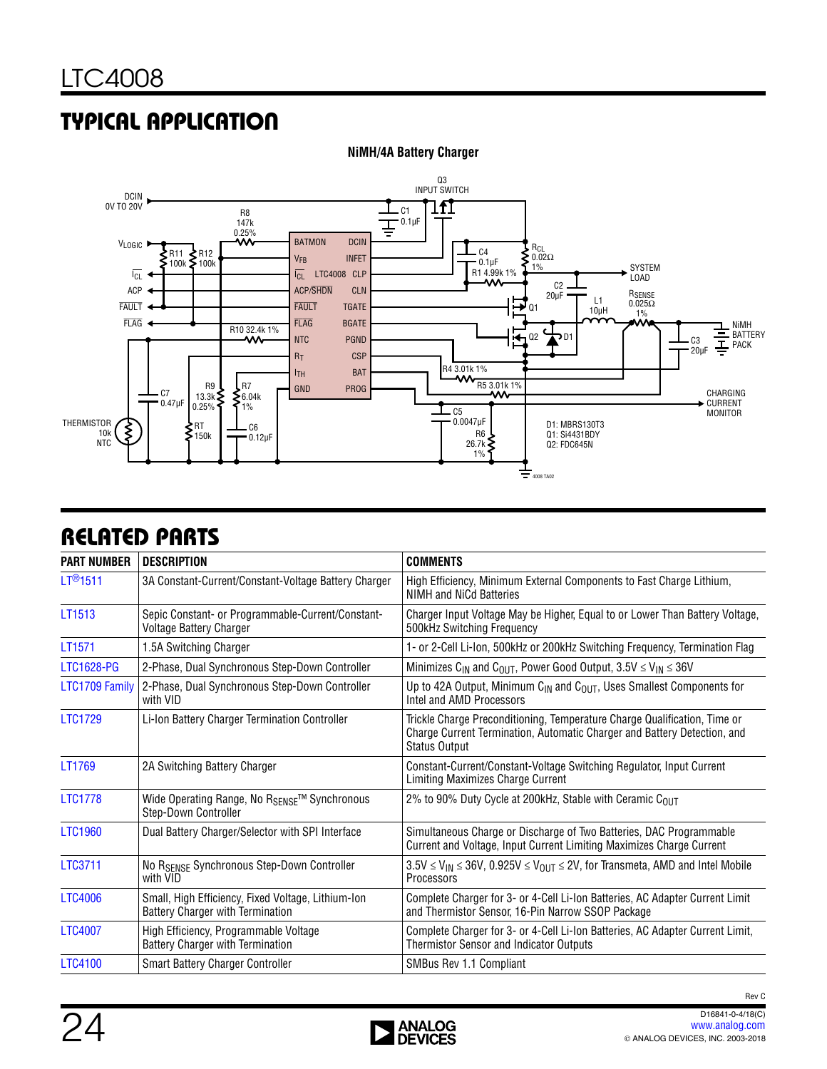## TYPICAL APPLICATION

**NiMH/4A Battery Charger**

DCIN 0V TO 20V
Q3 INPUT SWITCH
C1 0.1µF
R8 147k 0.25%
$V_{LOGIC}$
R11 100k
R12 100k
$\overline{I_{CL}}$
ACP
$\overline{FAULT}$
$\overline{FLAG}$
BATMON
$V_{FB}$
$\overline{I_{CL}}$
ACP/$\overline{SHDN}$
$\overline{FAULT}$
$\overline{FLAG}$
NTC
$R_T$
$I_{TH}$
GND
DCIN
INFET
LTC4008 CLP
CLN
TGATE
BGATE
PGND
CSP
BAT
PROG
C4 0.1µF
R1 4.99k 1%
$R_{CL}$ 0.02Ω 1%
SYSTEM LOAD
C2 20µF
L1 10µH
$R_{SENSE}$ 0.025Ω 1%
Q1
Q2
D1
NiMH BATTERY PACK
C3 20µF
R10 32.4k 1%
R4 3.01k 1%
R5 3.01k 1%
C7 0.47µF
R9 13.3k 0.25%
R7 6.04k 1%
CHARGING CURRENT MONITOR
C5 0.0047µF
R6 26.7k 1%
THERMISTOR 10k NTC
RT 150k
C6 0.12µF
D1: MBRS130T3
Q1: Si4431BDY
Q2: FDC645N
4008 TA02

## RELATED PARTS

| PART NUMBER | DESCRIPTION | COMMENTS |
|---|---|---|
| LT®1511 | 3A Constant-Current/Constant-Voltage Battery Charger | High Efficiency, Minimum External Components to Fast Charge Lithium, NIMH and NiCd Batteries |
| LT1513 | Sepic Constant- or Programmable-Current/Constant-Voltage Battery Charger | Charger Input Voltage May be Higher, Equal to or Lower Than Battery Voltage, 500kHz Switching Frequency |
| LT1571 | 1.5A Switching Charger | 1- or 2-Cell Li-Ion, 500kHz or 200kHz Switching Frequency, Termination Flag |
| LTC1628-PG | 2-Phase, Dual Synchronous Step-Down Controller | Minimizes $C_{IN}$ and $C_{OUT}$, Power Good Output, $3.5V \leq V_{IN} \leq 36V$ |
| LTC1709 Family | 2-Phase, Dual Synchronous Step-Down Controller with VID | Up to 42A Output, Minimum $C_{IN}$ and $C_{OUT}$, Uses Smallest Components for Intel and AMD Processors |
| LTC1729 | Li-Ion Battery Charger Termination Controller | Trickle Charge Preconditioning, Temperature Charge Qualification, Time or Charge Current Termination, Automatic Charger and Battery Detection, and Status Output |
| LT1769 | 2A Switching Battery Charger | Constant-Current/Constant-Voltage Switching Regulator, Input Current Limiting Maximizes Charge Current |
| LTC1778 | Wide Operating Range, No $R_{SENSE}$™ Synchronous Step-Down Controller | 2% to 90% Duty Cycle at 200kHz, Stable with Ceramic $C_{OUT}$ |
| LTC1960 | Dual Battery Charger/Selector with SPI Interface | Simultaneous Charge or Discharge of Two Batteries, DAC Programmable Current and Voltage, Input Current Limiting Maximizes Charge Current |
| LTC3711 | No $R_{SENSE}$ Synchronous Step-Down Controller with VID | $3.5V \leq V_{IN} \leq 36V$, $0.925V \leq V_{OUT} \leq 2V$, for Transmeta, AMD and Intel Mobile Processors |
| LTC4006 | Small, High Efficiency, Fixed Voltage, Lithium-Ion Battery Charger with Termination | Complete Charger for 3- or 4-Cell Li-Ion Batteries, AC Adapter Current Limit and Thermistor Sensor, 16-Pin Narrow SSOP Package |
| LTC4007 | High Efficiency, Programmable Voltage Battery Charger with Termination | Complete Charger for 3- or 4-Cell Li-Ion Batteries, AC Adapter Current Limit, Thermistor Sensor and Indicator Outputs |
| LTC4100 | Smart Battery Charger Controller | SMBus Rev 1.1 Compliant |

Rev C

D16841-0-4/18(C)
www.analog.com
© ANALOG DEVICES, INC. 2003-2018